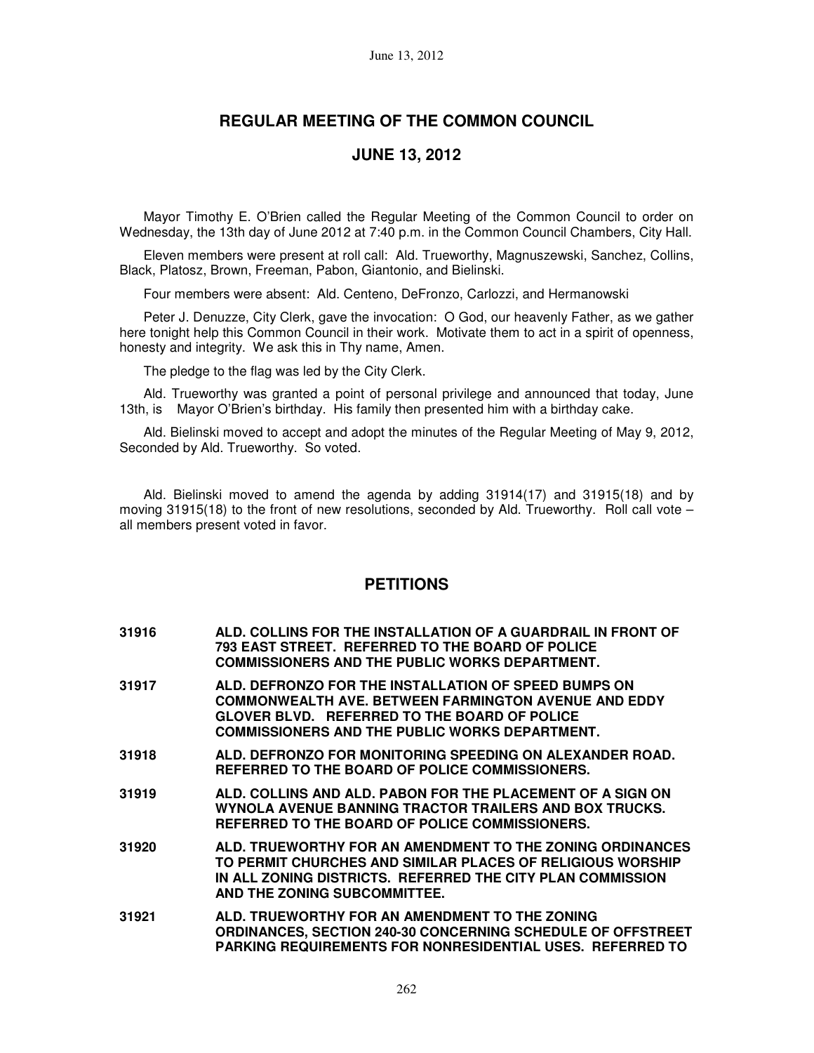# REGULAR MEETING OF THE COMMON COUNCIL

## JUNE 13, 2012

Mayor Timothy E. O'Brien called the Regular Meeting of the Common Council to order on Wednesday, the 13th day of June 2012 at 7:40 p.m. in the Common Council Chambers, City Hall.

Eleven members were present at roll call: Ald. Trueworthy, Magnuszewski, Sanchez, Collins, Black, Platosz, Brown, Freeman, Pabon, Giantonio, and Bielinski.

Four members were absent: Ald. Centeno, DeFronzo, Carlozzi, and Hermanowski

Peter J. Denuzze, City Clerk, gave the invocation: O God, our heavenly Father, as we gather here tonight help this Common Council in their work. Motivate them to act in a spirit of openness, honesty and integrity. We ask this in Thy name, Amen.

The pledge to the flag was led by the City Clerk.

Ald. Trueworthy was granted a point of personal privilege and announced that today, June 13th, is Mayor O'Brien's birthday. His family then presented him with a birthday cake.

Ald. Bielinski moved to accept and adopt the minutes of the Regular Meeting of May 9, 2012, Seconded by Ald. Trueworthy. So voted.

Ald. Bielinski moved to amend the agenda by adding 31914(17) and 31915(18) and by moving 31915(18) to the front of new resolutions, seconded by Ald. Trueworthy. Roll call vote – all members present voted in favor.

## PETITIONS

**31916 ALD. COLLINS FOR THE INSTALLATION OF A GUARDRAIL IN FRONT OF 793 EAST STREET. REFERRED TO THE BOARD OF POLICE COMMISSIONERS AND THE PUBLIC WORKS DEPARTMENT.**

**31917 ALD. DEFRONZO FOR THE INSTALLATION OF SPEED BUMPS ON COMMONWEALTH AVE. BETWEEN FARMINGTON AVENUE AND EDDY GLOVER BLVD. REFERRED TO THE BOARD OF POLICE COMMISSIONERS AND THE PUBLIC WORKS DEPARTMENT.**

**31918 ALD. DEFRONZO FOR MONITORING SPEEDING ON ALEXANDER ROAD. REFERRED TO THE BOARD OF POLICE COMMISSIONERS.**

**31919 ALD. COLLINS AND ALD. PABON FOR THE PLACEMENT OF A SIGN ON WYNOLA AVENUE BANNING TRACTOR TRAILERS AND BOX TRUCKS. REFERRED TO THE BOARD OF POLICE COMMISSIONERS.**

**31920 ALD. TRUEWORTHY FOR AN AMENDMENT TO THE ZONING ORDINANCES TO PERMIT CHURCHES AND SIMILAR PLACES OF RELIGIOUS WORSHIP IN ALL ZONING DISTRICTS. REFERRED THE CITY PLAN COMMISSION AND THE ZONING SUBCOMMITTEE.**

**31921 ALD. TRUEWORTHY FOR AN AMENDMENT TO THE ZONING ORDINANCES, SECTION 240-30 CONCERNING SCHEDULE OF OFFSTREET PARKING REQUIREMENTS FOR NONRESIDENTIAL USES. REFERRED TO**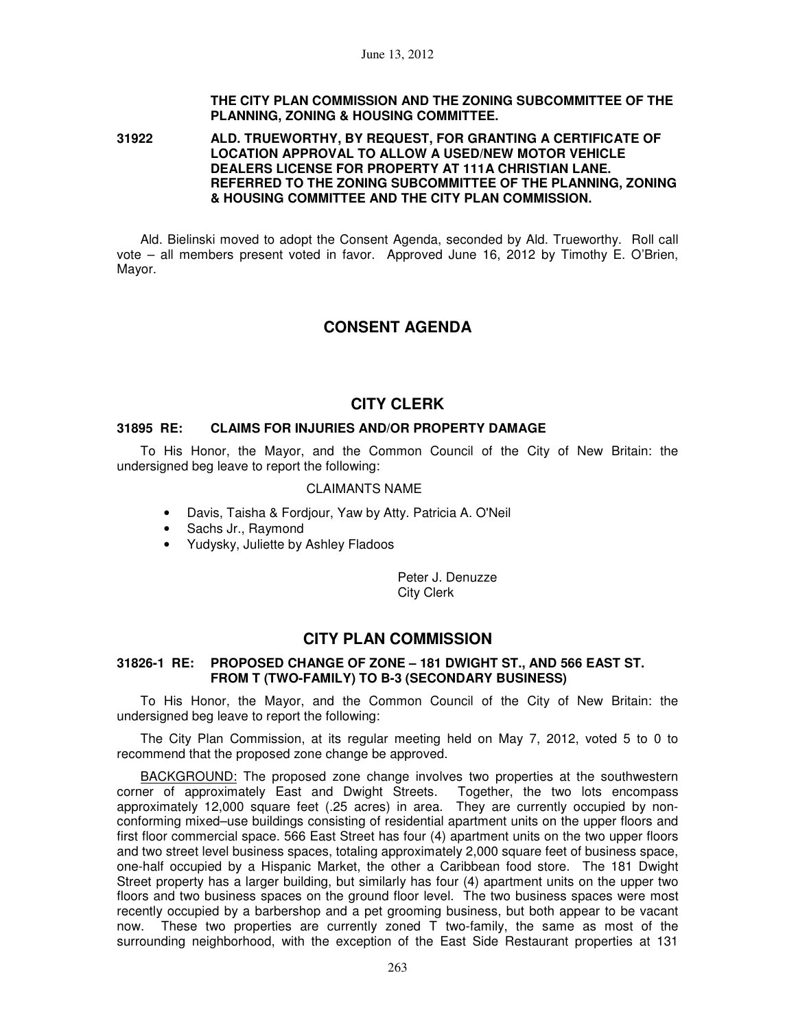**THE CITY PLAN COMMISSION AND THE ZONING SUBCOMMITTEE OF THE PLANNING, ZONING & HOUSING COMMITTEE.**

**31922 ALD. TRUEWORTHY, BY REQUEST, FOR GRANTING A CERTIFICATE OF LOCATION APPROVAL TO ALLOW A USED/NEW MOTOR VEHICLE DEALERS LICENSE FOR PROPERTY AT 111A CHRISTIAN LANE. REFERRED TO THE ZONING SUBCOMMITTEE OF THE PLANNING, ZONING & HOUSING COMMITTEE AND THE CITY PLAN COMMISSION.**

Ald. Bielinski moved to adopt the Consent Agenda, seconded by Ald. Trueworthy. Roll call vote – all members present voted in favor. Approved June 16, 2012 by Timothy E. O'Brien, Mayor.

## CONSENT AGENDA

## CITY CLERK

### 31895 RE: CLAIMS FOR INJURIES AND/OR PROPERTY DAMAGE

To His Honor, the Mayor, and the Common Council of the City of New Britain: the undersigned beg leave to report the following:

CLAIMANTS NAME

- Davis, Taisha & Fordjour, Yaw by Atty. Patricia A. O'Neil
- Sachs Jr., Raymond
- Yudysky, Juliette by Ashley Fladoos

Peter J. Denuzze
City Clerk

## CITY PLAN COMMISSION

### 31826-1 RE: PROPOSED CHANGE OF ZONE – 181 DWIGHT ST., AND 566 EAST ST. FROM T (TWO-FAMILY) TO B-3 (SECONDARY BUSINESS)

To His Honor, the Mayor, and the Common Council of the City of New Britain: the undersigned beg leave to report the following:

The City Plan Commission, at its regular meeting held on May 7, 2012, voted 5 to 0 to recommend that the proposed zone change be approved.

BACKGROUND: The proposed zone change involves two properties at the southwestern corner of approximately East and Dwight Streets. Together, the two lots encompass approximately 12,000 square feet (.25 acres) in area. They are currently occupied by non-conforming mixed–use buildings consisting of residential apartment units on the upper floors and first floor commercial space. 566 East Street has four (4) apartment units on the two upper floors and two street level business spaces, totaling approximately 2,000 square feet of business space, one-half occupied by a Hispanic Market, the other a Caribbean food store. The 181 Dwight Street property has a larger building, but similarly has four (4) apartment units on the upper two floors and two business spaces on the ground floor level. The two business spaces were most recently occupied by a barbershop and a pet grooming business, but both appear to be vacant now. These two properties are currently zoned T two-family, the same as most of the surrounding neighborhood, with the exception of the East Side Restaurant properties at 131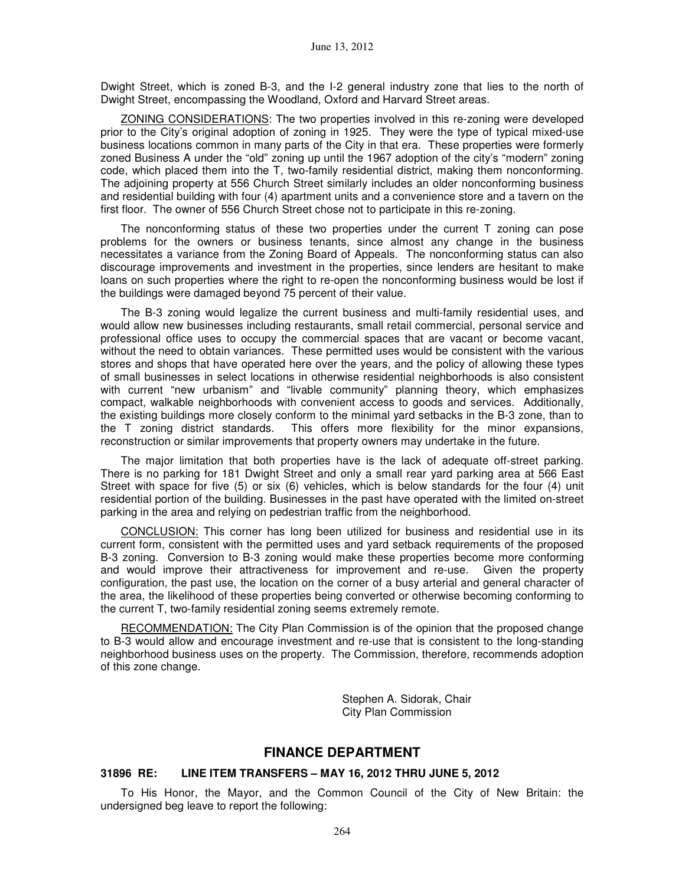Dwight Street, which is zoned B-3, and the I-2 general industry zone that lies to the north of Dwight Street, encompassing the Woodland, Oxford and Harvard Street areas.

ZONING CONSIDERATIONS: The two properties involved in this re-zoning were developed prior to the City's original adoption of zoning in 1925. They were the type of typical mixed-use business locations common in many parts of the City in that era. These properties were formerly zoned Business A under the "old" zoning up until the 1967 adoption of the city's "modern" zoning code, which placed them into the T, two-family residential district, making them nonconforming. The adjoining property at 556 Church Street similarly includes an older nonconforming business and residential building with four (4) apartment units and a convenience store and a tavern on the first floor. The owner of 556 Church Street chose not to participate in this re-zoning.

The nonconforming status of these two properties under the current T zoning can pose problems for the owners or business tenants, since almost any change in the business necessitates a variance from the Zoning Board of Appeals. The nonconforming status can also discourage improvements and investment in the properties, since lenders are hesitant to make loans on such properties where the right to re-open the nonconforming business would be lost if the buildings were damaged beyond 75 percent of their value.

The B-3 zoning would legalize the current business and multi-family residential uses, and would allow new businesses including restaurants, small retail commercial, personal service and professional office uses to occupy the commercial spaces that are vacant or become vacant, without the need to obtain variances. These permitted uses would be consistent with the various stores and shops that have operated here over the years, and the policy of allowing these types of small businesses in select locations in otherwise residential neighborhoods is also consistent with current "new urbanism" and "livable community" planning theory, which emphasizes compact, walkable neighborhoods with convenient access to goods and services. Additionally, the existing buildings more closely conform to the minimal yard setbacks in the B-3 zone, than to the T zoning district standards. This offers more flexibility for the minor expansions, reconstruction or similar improvements that property owners may undertake in the future.

The major limitation that both properties have is the lack of adequate off-street parking. There is no parking for 181 Dwight Street and only a small rear yard parking area at 566 East Street with space for five (5) or six (6) vehicles, which is below standards for the four (4) unit residential portion of the building. Businesses in the past have operated with the limited on-street parking in the area and relying on pedestrian traffic from the neighborhood.

CONCLUSION: This corner has long been utilized for business and residential use in its current form, consistent with the permitted uses and yard setback requirements of the proposed B-3 zoning. Conversion to B-3 zoning would make these properties become more conforming and would improve their attractiveness for improvement and re-use. Given the property configuration, the past use, the location on the corner of a busy arterial and general character of the area, the likelihood of these properties being converted or otherwise becoming conforming to the current T, two-family residential zoning seems extremely remote.

RECOMMENDATION: The City Plan Commission is of the opinion that the proposed change to B-3 would allow and encourage investment and re-use that is consistent to the long-standing neighborhood business uses on the property. The Commission, therefore, recommends adoption of this zone change.

Stephen A. Sidorak, Chair
City Plan Commission

## FINANCE DEPARTMENT

### 31896 RE: LINE ITEM TRANSFERS – MAY 16, 2012 THRU JUNE 5, 2012

To His Honor, the Mayor, and the Common Council of the City of New Britain: the undersigned beg leave to report the following: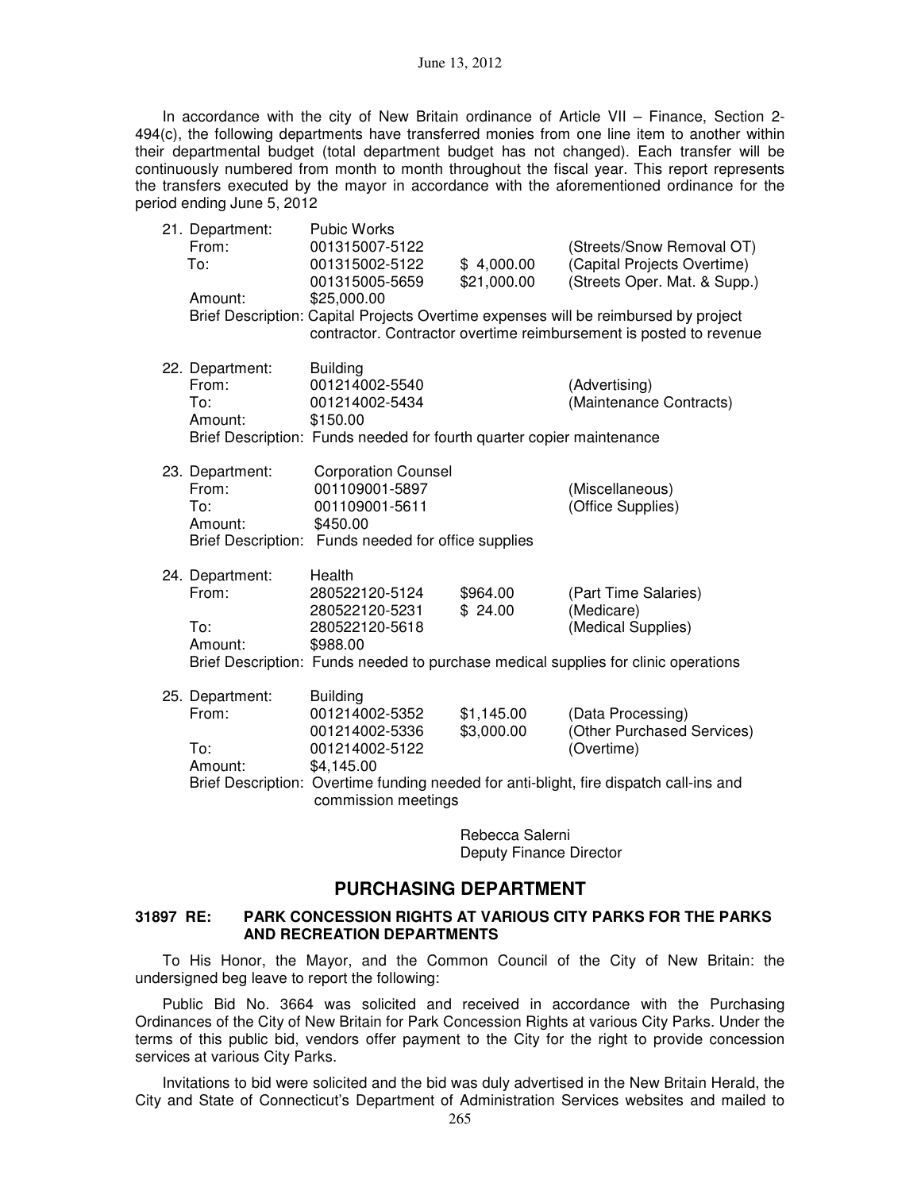June 13, 2012

In accordance with the city of New Britain ordinance of Article VII – Finance, Section 2-494(c), the following departments have transferred monies from one line item to another within their departmental budget (total department budget has not changed). Each transfer will be continuously numbered from month to month throughout the fiscal year. This report represents the transfers executed by the mayor in accordance with the aforementioned ordinance for the period ending June 5, 2012

21. Department: Pubic Works

| | | | |
|---|---|---|---|
| From: | 001315007-5122 | | (Streets/Snow Removal OT) |
| To: | 001315002-5122 | $ 4,000.00 | (Capital Projects Overtime) |
| | 001315005-5659 | $21,000.00 | (Streets Oper. Mat. & Supp.) |
| Amount: | $25,000.00 | | |

Brief Description: Capital Projects Overtime expenses will be reimbursed by project contractor. Contractor overtime reimbursement is posted to revenue

22. Department: Building

| | | |
|---|---|---|
| From: | 001214002-5540 | (Advertising) |
| To: | 001214002-5434 | (Maintenance Contracts) |
| Amount: | $150.00 | |

Brief Description: Funds needed for fourth quarter copier maintenance

23. Department: Corporation Counsel

| | | |
|---|---|---|
| From: | 001109001-5897 | (Miscellaneous) |
| To: | 001109001-5611 | (Office Supplies) |
| Amount: | $450.00 | |

Brief Description: Funds needed for office supplies

24. Department: Health

| | | | |
|---|---|---|---|
| From: | 280522120-5124 | $964.00 | (Part Time Salaries) |
| | 280522120-5231 | $ 24.00 | (Medicare) |
| To: | 280522120-5618 | | (Medical Supplies) |
| Amount: | $988.00 | | |

Brief Description: Funds needed to purchase medical supplies for clinic operations

25. Department: Building

| | | | |
|---|---|---|---|
| From: | 001214002-5352 | $1,145.00 | (Data Processing) |
| | 001214002-5336 | $3,000.00 | (Other Purchased Services) |
| To: | 001214002-5122 | | (Overtime) |
| Amount: | $4,145.00 | | |

Brief Description: Overtime funding needed for anti-blight, fire dispatch call-ins and commission meetings

Rebecca Salerni
Deputy Finance Director

## PURCHASING DEPARTMENT

### 31897 RE: PARK CONCESSION RIGHTS AT VARIOUS CITY PARKS FOR THE PARKS AND RECREATION DEPARTMENTS

To His Honor, the Mayor, and the Common Council of the City of New Britain: the undersigned beg leave to report the following:

Public Bid No. 3664 was solicited and received in accordance with the Purchasing Ordinances of the City of New Britain for Park Concession Rights at various City Parks. Under the terms of this public bid, vendors offer payment to the City for the right to provide concession services at various City Parks.

Invitations to bid were solicited and the bid was duly advertised in the New Britain Herald, the City and State of Connecticut's Department of Administration Services websites and mailed to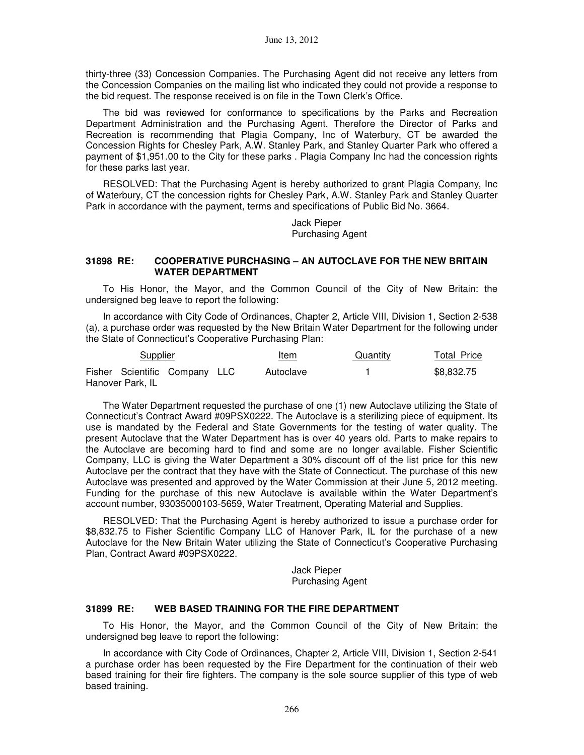thirty-three (33) Concession Companies. The Purchasing Agent did not receive any letters from the Concession Companies on the mailing list who indicated they could not provide a response to the bid request. The response received is on file in the Town Clerk's Office.

The bid was reviewed for conformance to specifications by the Parks and Recreation Department Administration and the Purchasing Agent. Therefore the Director of Parks and Recreation is recommending that Plagia Company, Inc of Waterbury, CT be awarded the Concession Rights for Chesley Park, A.W. Stanley Park, and Stanley Quarter Park who offered a payment of $1,951.00 to the City for these parks . Plagia Company Inc had the concession rights for these parks last year.

RESOLVED: That the Purchasing Agent is hereby authorized to grant Plagia Company, Inc of Waterbury, CT the concession rights for Chesley Park, A.W. Stanley Park and Stanley Quarter Park in accordance with the payment, terms and specifications of Public Bid No. 3664.

Jack Pieper
Purchasing Agent

**31898 RE: COOPERATIVE PURCHASING – AN AUTOCLAVE FOR THE NEW BRITAIN WATER DEPARTMENT**

To His Honor, the Mayor, and the Common Council of the City of New Britain: the undersigned beg leave to report the following:

In accordance with City Code of Ordinances, Chapter 2, Article VIII, Division 1, Section 2-538 (a), a purchase order was requested by the New Britain Water Department for the following under the State of Connecticut's Cooperative Purchasing Plan:

| Supplier | Item | Quantity | Total Price |
|---|---|---|---|
| Fisher Scientific Company LLC Hanover Park, IL | Autoclave | 1 | $8,832.75 |

The Water Department requested the purchase of one (1) new Autoclave utilizing the State of Connecticut's Contract Award #09PSX0222. The Autoclave is a sterilizing piece of equipment. Its use is mandated by the Federal and State Governments for the testing of water quality. The present Autoclave that the Water Department has is over 40 years old. Parts to make repairs to the Autoclave are becoming hard to find and some are no longer available. Fisher Scientific Company, LLC is giving the Water Department a 30% discount off of the list price for this new Autoclave per the contract that they have with the State of Connecticut. The purchase of this new Autoclave was presented and approved by the Water Commission at their June 5, 2012 meeting. Funding for the purchase of this new Autoclave is available within the Water Department's account number, 93035000103-5659, Water Treatment, Operating Material and Supplies.

RESOLVED: That the Purchasing Agent is hereby authorized to issue a purchase order for $8,832.75 to Fisher Scientific Company LLC of Hanover Park, IL for the purchase of a new Autoclave for the New Britain Water utilizing the State of Connecticut's Cooperative Purchasing Plan, Contract Award #09PSX0222.

Jack Pieper
Purchasing Agent

**31899 RE: WEB BASED TRAINING FOR THE FIRE DEPARTMENT**

To His Honor, the Mayor, and the Common Council of the City of New Britain: the undersigned beg leave to report the following:

In accordance with City Code of Ordinances, Chapter 2, Article VIII, Division 1, Section 2-541 a purchase order has been requested by the Fire Department for the continuation of their web based training for their fire fighters. The company is the sole source supplier of this type of web based training.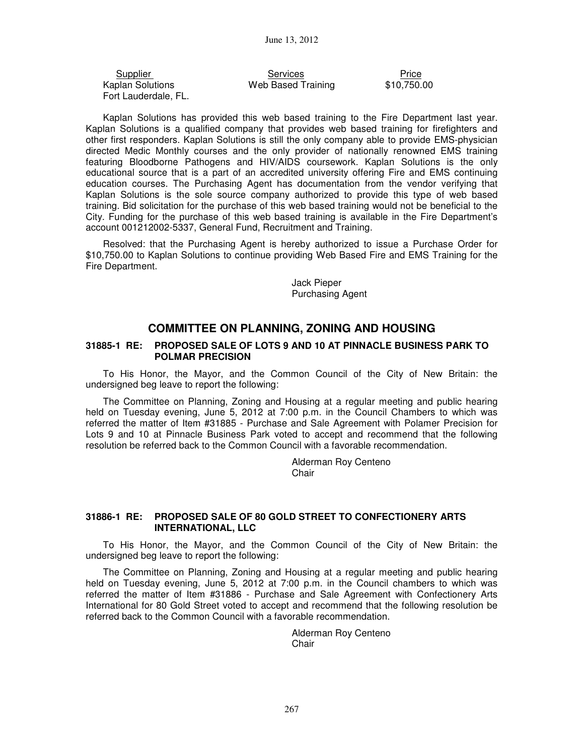| Supplier | Services | Price |
|---|---|---|
| Kaplan Solutions<br>Fort Lauderdale, FL. | Web Based Training | \$10,750.00 |

Kaplan Solutions has provided this web based training to the Fire Department last year. Kaplan Solutions is a qualified company that provides web based training for firefighters and other first responders. Kaplan Solutions is still the only company able to provide EMS-physician directed Medic Monthly courses and the only provider of nationally renowned EMS training featuring Bloodborne Pathogens and HIV/AIDS coursework. Kaplan Solutions is the only educational source that is a part of an accredited university offering Fire and EMS continuing education courses. The Purchasing Agent has documentation from the vendor verifying that Kaplan Solutions is the sole source company authorized to provide this type of web based training. Bid solicitation for the purchase of this web based training would not be beneficial to the City. Funding for the purchase of this web based training is available in the Fire Department's account 001212002-5337, General Fund, Recruitment and Training.

Resolved: that the Purchasing Agent is hereby authorized to issue a Purchase Order for \$10,750.00 to Kaplan Solutions to continue providing Web Based Fire and EMS Training for the Fire Department.

Jack Pieper
Purchasing Agent

## COMMITTEE ON PLANNING, ZONING AND HOUSING

### 31885-1 RE: PROPOSED SALE OF LOTS 9 AND 10 AT PINNACLE BUSINESS PARK TO POLMAR PRECISION

To His Honor, the Mayor, and the Common Council of the City of New Britain: the undersigned beg leave to report the following:

The Committee on Planning, Zoning and Housing at a regular meeting and public hearing held on Tuesday evening, June 5, 2012 at 7:00 p.m. in the Council Chambers to which was referred the matter of Item #31885 - Purchase and Sale Agreement with Polamer Precision for Lots 9 and 10 at Pinnacle Business Park voted to accept and recommend that the following resolution be referred back to the Common Council with a favorable recommendation.

Alderman Roy Centeno
Chair

### 31886-1 RE: PROPOSED SALE OF 80 GOLD STREET TO CONFECTIONERY ARTS INTERNATIONAL, LLC

To His Honor, the Mayor, and the Common Council of the City of New Britain: the undersigned beg leave to report the following:

The Committee on Planning, Zoning and Housing at a regular meeting and public hearing held on Tuesday evening, June 5, 2012 at 7:00 p.m. in the Council chambers to which was referred the matter of Item #31886 - Purchase and Sale Agreement with Confectionery Arts International for 80 Gold Street voted to accept and recommend that the following resolution be referred back to the Common Council with a favorable recommendation.

Alderman Roy Centeno
Chair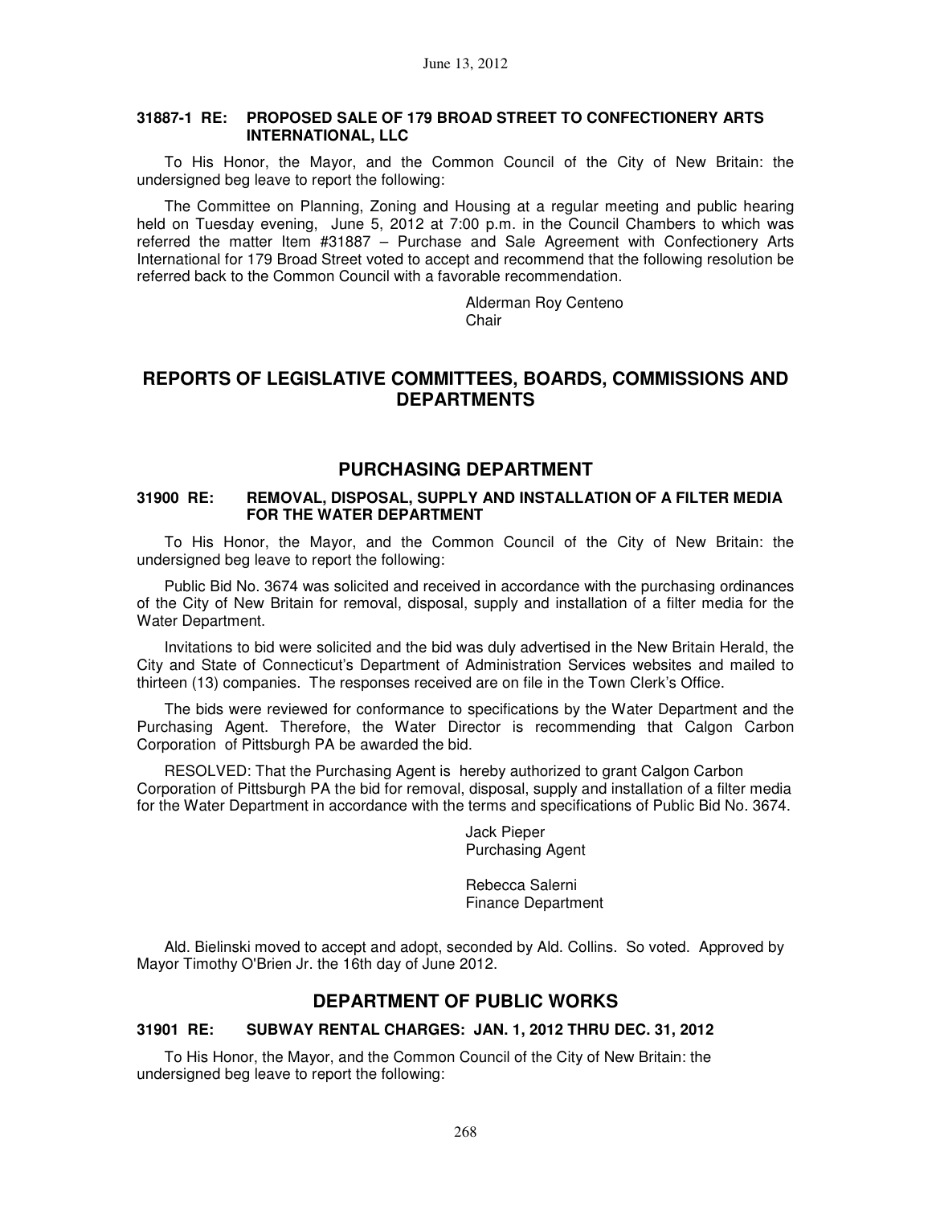### 31887-1 RE: PROPOSED SALE OF 179 BROAD STREET TO CONFECTIONERY ARTS INTERNATIONAL, LLC

To His Honor, the Mayor, and the Common Council of the City of New Britain: the undersigned beg leave to report the following:

The Committee on Planning, Zoning and Housing at a regular meeting and public hearing held on Tuesday evening, June 5, 2012 at 7:00 p.m. in the Council Chambers to which was referred the matter Item #31887 – Purchase and Sale Agreement with Confectionery Arts International for 179 Broad Street voted to accept and recommend that the following resolution be referred back to the Common Council with a favorable recommendation.

Alderman Roy Centeno
Chair

## REPORTS OF LEGISLATIVE COMMITTEES, BOARDS, COMMISSIONS AND DEPARTMENTS

## PURCHASING DEPARTMENT

### 31900 RE: REMOVAL, DISPOSAL, SUPPLY AND INSTALLATION OF A FILTER MEDIA FOR THE WATER DEPARTMENT

To His Honor, the Mayor, and the Common Council of the City of New Britain: the undersigned beg leave to report the following:

Public Bid No. 3674 was solicited and received in accordance with the purchasing ordinances of the City of New Britain for removal, disposal, supply and installation of a filter media for the Water Department.

Invitations to bid were solicited and the bid was duly advertised in the New Britain Herald, the City and State of Connecticut's Department of Administration Services websites and mailed to thirteen (13) companies. The responses received are on file in the Town Clerk's Office.

The bids were reviewed for conformance to specifications by the Water Department and the Purchasing Agent. Therefore, the Water Director is recommending that Calgon Carbon Corporation of Pittsburgh PA be awarded the bid.

RESOLVED: That the Purchasing Agent is hereby authorized to grant Calgon Carbon Corporation of Pittsburgh PA the bid for removal, disposal, supply and installation of a filter media for the Water Department in accordance with the terms and specifications of Public Bid No. 3674.

Jack Pieper
Purchasing Agent

Rebecca Salerni
Finance Department

Ald. Bielinski moved to accept and adopt, seconded by Ald. Collins. So voted. Approved by Mayor Timothy O'Brien Jr. the 16th day of June 2012.

## DEPARTMENT OF PUBLIC WORKS

### 31901 RE: SUBWAY RENTAL CHARGES: JAN. 1, 2012 THRU DEC. 31, 2012

To His Honor, the Mayor, and the Common Council of the City of New Britain: the undersigned beg leave to report the following: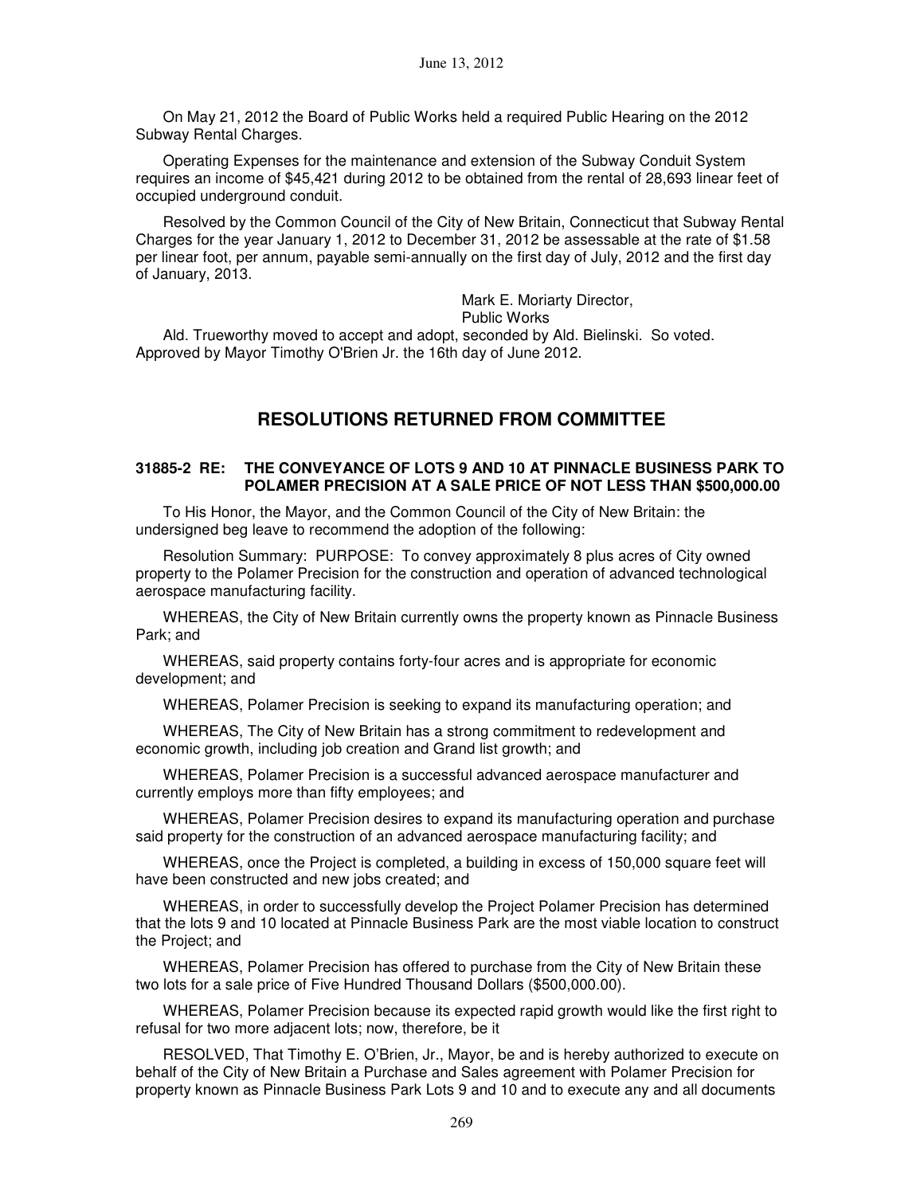On May 21, 2012 the Board of Public Works held a required Public Hearing on the 2012 Subway Rental Charges.

Operating Expenses for the maintenance and extension of the Subway Conduit System requires an income of $45,421 during 2012 to be obtained from the rental of 28,693 linear feet of occupied underground conduit.

Resolved by the Common Council of the City of New Britain, Connecticut that Subway Rental Charges for the year January 1, 2012 to December 31, 2012 be assessable at the rate of $1.58 per linear foot, per annum, payable semi-annually on the first day of July, 2012 and the first day of January, 2013.

Mark E. Moriarty Director,
Public Works

Ald. Trueworthy moved to accept and adopt, seconded by Ald. Bielinski. So voted. Approved by Mayor Timothy O'Brien Jr. the 16th day of June 2012.

## RESOLUTIONS RETURNED FROM COMMITTEE

### 31885-2 RE: THE CONVEYANCE OF LOTS 9 AND 10 AT PINNACLE BUSINESS PARK TO POLAMER PRECISION AT A SALE PRICE OF NOT LESS THAN $500,000.00

To His Honor, the Mayor, and the Common Council of the City of New Britain: the undersigned beg leave to recommend the adoption of the following:

Resolution Summary: PURPOSE: To convey approximately 8 plus acres of City owned property to the Polamer Precision for the construction and operation of advanced technological aerospace manufacturing facility.

WHEREAS, the City of New Britain currently owns the property known as Pinnacle Business Park; and

WHEREAS, said property contains forty-four acres and is appropriate for economic development; and

WHEREAS, Polamer Precision is seeking to expand its manufacturing operation; and

WHEREAS, The City of New Britain has a strong commitment to redevelopment and economic growth, including job creation and Grand list growth; and

WHEREAS, Polamer Precision is a successful advanced aerospace manufacturer and currently employs more than fifty employees; and

WHEREAS, Polamer Precision desires to expand its manufacturing operation and purchase said property for the construction of an advanced aerospace manufacturing facility; and

WHEREAS, once the Project is completed, a building in excess of 150,000 square feet will have been constructed and new jobs created; and

WHEREAS, in order to successfully develop the Project Polamer Precision has determined that the lots 9 and 10 located at Pinnacle Business Park are the most viable location to construct the Project; and

WHEREAS, Polamer Precision has offered to purchase from the City of New Britain these two lots for a sale price of Five Hundred Thousand Dollars ($500,000.00).

WHEREAS, Polamer Precision because its expected rapid growth would like the first right to refusal for two more adjacent lots; now, therefore, be it

RESOLVED, That Timothy E. O'Brien, Jr., Mayor, be and is hereby authorized to execute on behalf of the City of New Britain a Purchase and Sales agreement with Polamer Precision for property known as Pinnacle Business Park Lots 9 and 10 and to execute any and all documents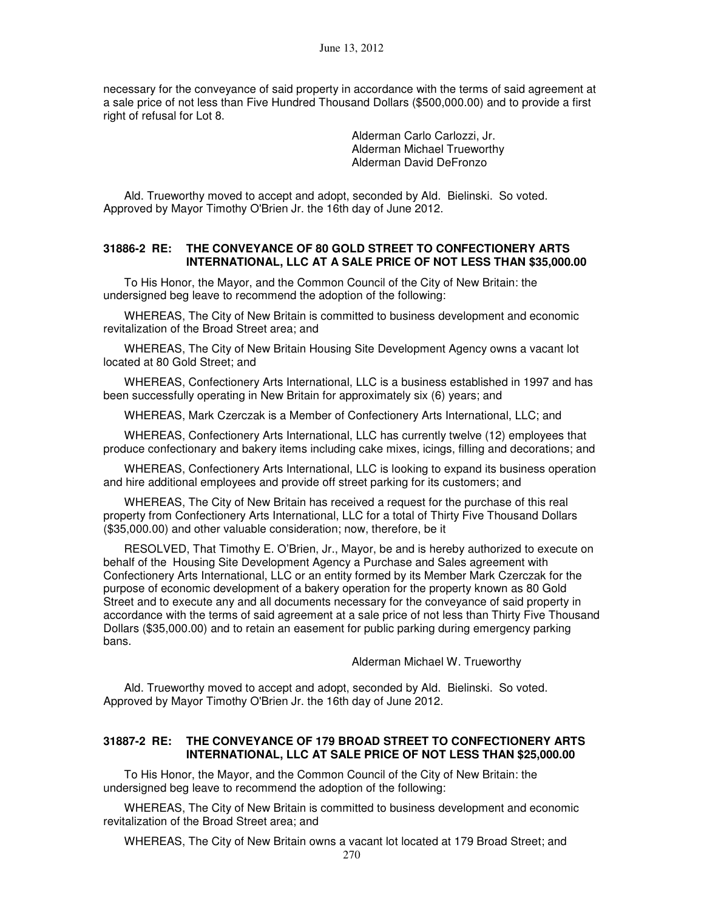necessary for the conveyance of said property in accordance with the terms of said agreement at a sale price of not less than Five Hundred Thousand Dollars ($500,000.00) and to provide a first right of refusal for Lot 8.

Alderman Carlo Carlozzi, Jr.
Alderman Michael Trueworthy
Alderman David DeFronzo

Ald. Trueworthy moved to accept and adopt, seconded by Ald. Bielinski. So voted. Approved by Mayor Timothy O'Brien Jr. the 16th day of June 2012.

### 31886-2 RE: THE CONVEYANCE OF 80 GOLD STREET TO CONFECTIONERY ARTS INTERNATIONAL, LLC AT A SALE PRICE OF NOT LESS THAN $35,000.00

To His Honor, the Mayor, and the Common Council of the City of New Britain: the undersigned beg leave to recommend the adoption of the following:

WHEREAS, The City of New Britain is committed to business development and economic revitalization of the Broad Street area; and

WHEREAS, The City of New Britain Housing Site Development Agency owns a vacant lot located at 80 Gold Street; and

WHEREAS, Confectionery Arts International, LLC is a business established in 1997 and has been successfully operating in New Britain for approximately six (6) years; and

WHEREAS, Mark Czerczak is a Member of Confectionery Arts International, LLC; and

WHEREAS, Confectionery Arts International, LLC has currently twelve (12) employees that produce confectionary and bakery items including cake mixes, icings, filling and decorations; and

WHEREAS, Confectionery Arts International, LLC is looking to expand its business operation and hire additional employees and provide off street parking for its customers; and

WHEREAS, The City of New Britain has received a request for the purchase of this real property from Confectionery Arts International, LLC for a total of Thirty Five Thousand Dollars ($35,000.00) and other valuable consideration; now, therefore, be it

RESOLVED, That Timothy E. O'Brien, Jr., Mayor, be and is hereby authorized to execute on behalf of the Housing Site Development Agency a Purchase and Sales agreement with Confectionery Arts International, LLC or an entity formed by its Member Mark Czerczak for the purpose of economic development of a bakery operation for the property known as 80 Gold Street and to execute any and all documents necessary for the conveyance of said property in accordance with the terms of said agreement at a sale price of not less than Thirty Five Thousand Dollars ($35,000.00) and to retain an easement for public parking during emergency parking bans.

Alderman Michael W. Trueworthy

Ald. Trueworthy moved to accept and adopt, seconded by Ald. Bielinski. So voted. Approved by Mayor Timothy O'Brien Jr. the 16th day of June 2012.

### 31887-2 RE: THE CONVEYANCE OF 179 BROAD STREET TO CONFECTIONERY ARTS INTERNATIONAL, LLC AT SALE PRICE OF NOT LESS THAN $25,000.00

To His Honor, the Mayor, and the Common Council of the City of New Britain: the undersigned beg leave to recommend the adoption of the following:

WHEREAS, The City of New Britain is committed to business development and economic revitalization of the Broad Street area; and

WHEREAS, The City of New Britain owns a vacant lot located at 179 Broad Street; and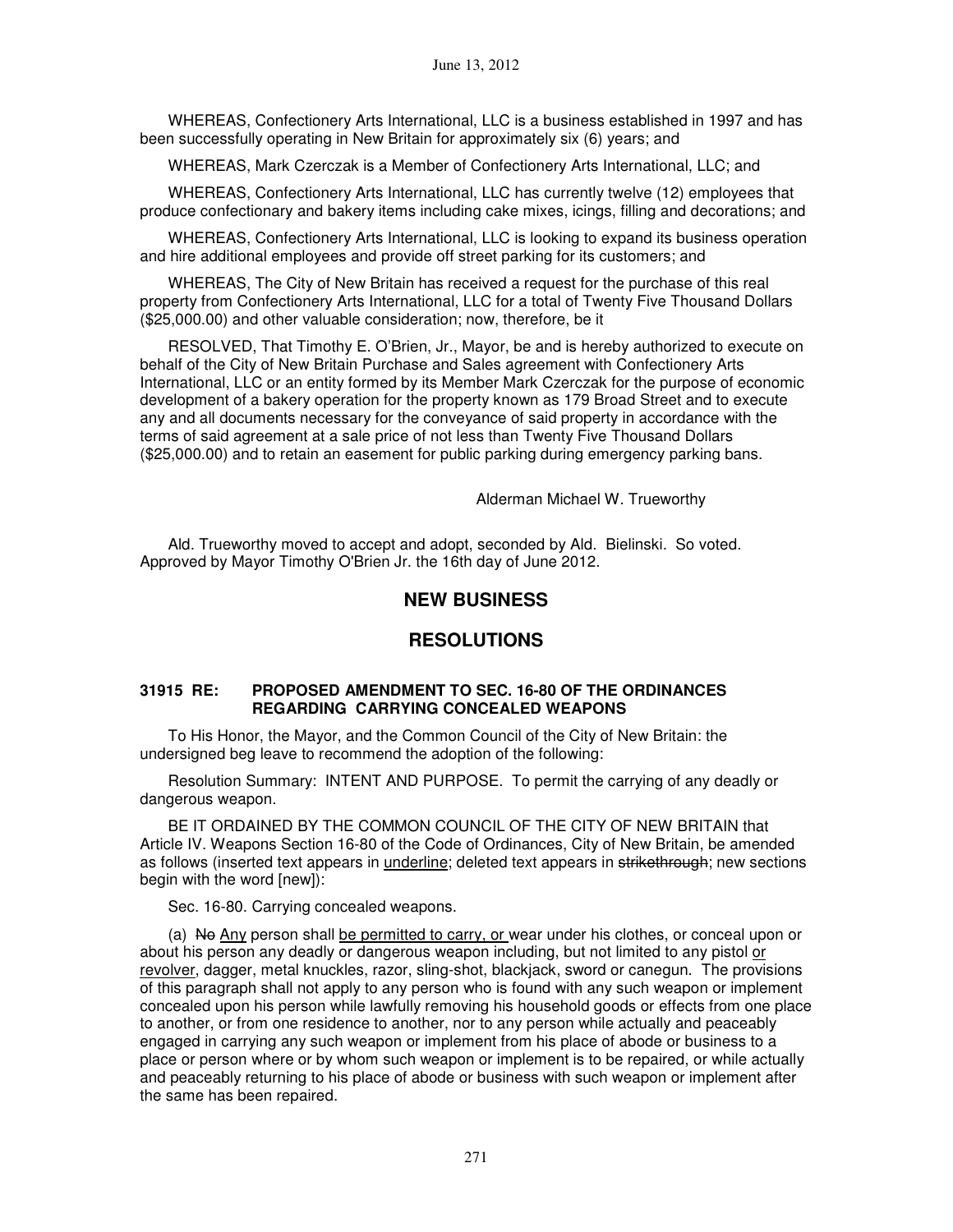WHEREAS, Confectionery Arts International, LLC is a business established in 1997 and has been successfully operating in New Britain for approximately six (6) years; and

WHEREAS, Mark Czerczak is a Member of Confectionery Arts International, LLC; and

WHEREAS, Confectionery Arts International, LLC has currently twelve (12) employees that produce confectionary and bakery items including cake mixes, icings, filling and decorations; and

WHEREAS, Confectionery Arts International, LLC is looking to expand its business operation and hire additional employees and provide off street parking for its customers; and

WHEREAS, The City of New Britain has received a request for the purchase of this real property from Confectionery Arts International, LLC for a total of Twenty Five Thousand Dollars ($25,000.00) and other valuable consideration; now, therefore, be it

RESOLVED, That Timothy E. O'Brien, Jr., Mayor, be and is hereby authorized to execute on behalf of the City of New Britain Purchase and Sales agreement with Confectionery Arts International, LLC or an entity formed by its Member Mark Czerczak for the purpose of economic development of a bakery operation for the property known as 179 Broad Street and to execute any and all documents necessary for the conveyance of said property in accordance with the terms of said agreement at a sale price of not less than Twenty Five Thousand Dollars ($25,000.00) and to retain an easement for public parking during emergency parking bans.

Alderman Michael W. Trueworthy

Ald. Trueworthy moved to accept and adopt, seconded by Ald. Bielinski. So voted. Approved by Mayor Timothy O'Brien Jr. the 16th day of June 2012.

## NEW BUSINESS

## RESOLUTIONS

### 31915 RE: PROPOSED AMENDMENT TO SEC. 16-80 OF THE ORDINANCES REGARDING CARRYING CONCEALED WEAPONS

To His Honor, the Mayor, and the Common Council of the City of New Britain: the undersigned beg leave to recommend the adoption of the following:

Resolution Summary: INTENT AND PURPOSE. To permit the carrying of any deadly or dangerous weapon.

BE IT ORDAINED BY THE COMMON COUNCIL OF THE CITY OF NEW BRITAIN that Article IV. Weapons Section 16-80 of the Code of Ordinances, City of New Britain, be amended as follows (inserted text appears in <u>underline</u>; deleted text appears in ~~strikethrough~~; new sections begin with the word [new]):

Sec. 16-80. Carrying concealed weapons.

(a) ~~No~~ <u>Any</u> person shall <u>be permitted to carry, or</u> wear under his clothes, or conceal upon or about his person any deadly or dangerous weapon including, but not limited to any pistol <u>or revolver</u>, dagger, metal knuckles, razor, sling-shot, blackjack, sword or canegun. The provisions of this paragraph shall not apply to any person who is found with any such weapon or implement concealed upon his person while lawfully removing his household goods or effects from one place to another, or from one residence to another, nor to any person while actually and peaceably engaged in carrying any such weapon or implement from his place of abode or business to a place or person where or by whom such weapon or implement is to be repaired, or while actually and peaceably returning to his place of abode or business with such weapon or implement after the same has been repaired.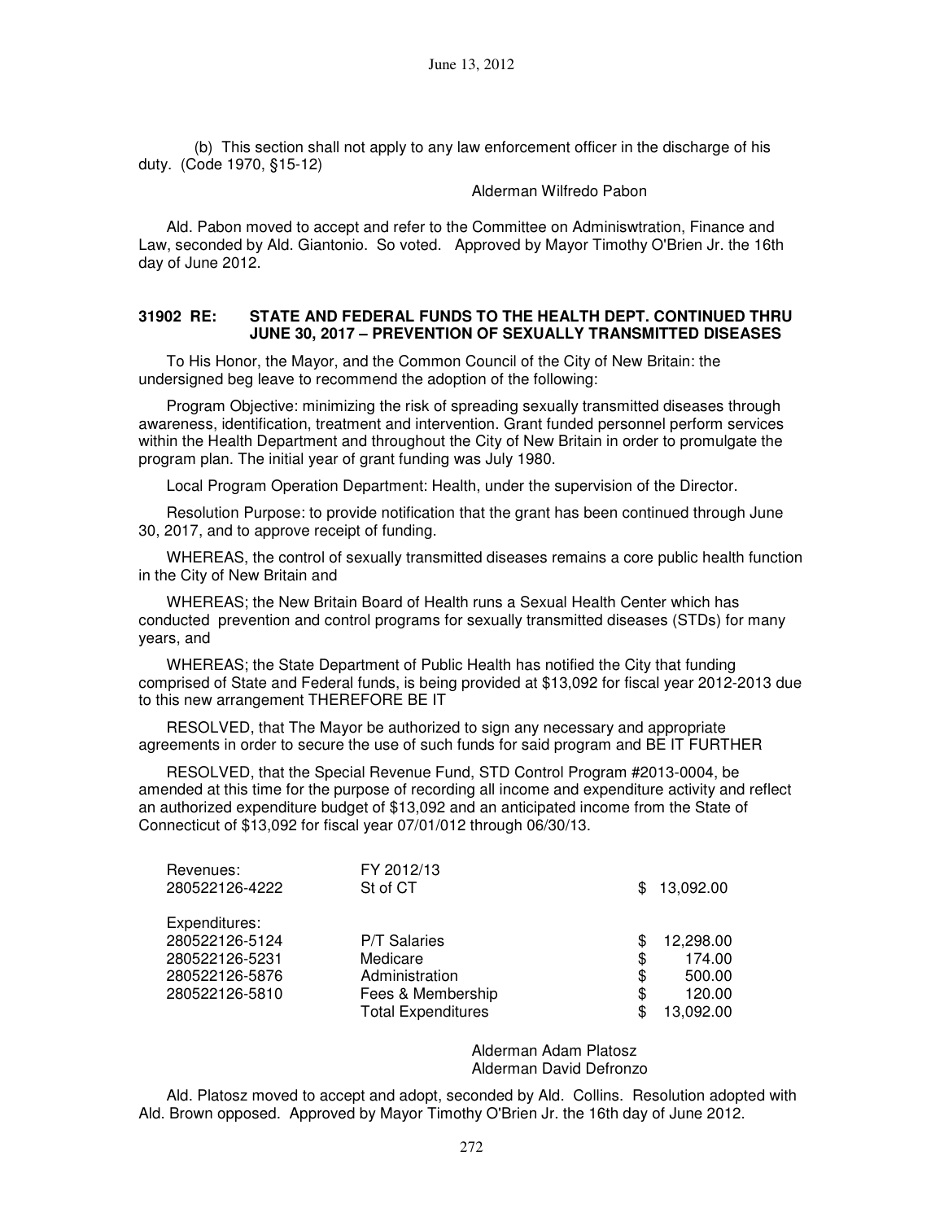(b) This section shall not apply to any law enforcement officer in the discharge of his duty. (Code 1970, §15-12)

Alderman Wilfredo Pabon

Ald. Pabon moved to accept and refer to the Committee on Adminiswtration, Finance and Law, seconded by Ald. Giantonio. So voted. Approved by Mayor Timothy O'Brien Jr. the 16th day of June 2012.

**31902 RE: STATE AND FEDERAL FUNDS TO THE HEALTH DEPT. CONTINUED THRU JUNE 30, 2017 – PREVENTION OF SEXUALLY TRANSMITTED DISEASES**

To His Honor, the Mayor, and the Common Council of the City of New Britain: the undersigned beg leave to recommend the adoption of the following:

Program Objective: minimizing the risk of spreading sexually transmitted diseases through awareness, identification, treatment and intervention. Grant funded personnel perform services within the Health Department and throughout the City of New Britain in order to promulgate the program plan. The initial year of grant funding was July 1980.

Local Program Operation Department: Health, under the supervision of the Director.

Resolution Purpose: to provide notification that the grant has been continued through June 30, 2017, and to approve receipt of funding.

WHEREAS, the control of sexually transmitted diseases remains a core public health function in the City of New Britain and

WHEREAS; the New Britain Board of Health runs a Sexual Health Center which has conducted prevention and control programs for sexually transmitted diseases (STDs) for many years, and

WHEREAS; the State Department of Public Health has notified the City that funding comprised of State and Federal funds, is being provided at $13,092 for fiscal year 2012-2013 due to this new arrangement THEREFORE BE IT

RESOLVED, that The Mayor be authorized to sign any necessary and appropriate agreements in order to secure the use of such funds for said program and BE IT FURTHER

RESOLVED, that the Special Revenue Fund, STD Control Program #2013-0004, be amended at this time for the purpose of recording all income and expenditure activity and reflect an authorized expenditure budget of $13,092 and an anticipated income from the State of Connecticut of $13,092 for fiscal year 07/01/012 through 06/30/13.

| | | |
|---|---|---|
| Revenues: | FY 2012/13 | |
| 280522126-4222 | St of CT | $ 13,092.00 |
| Expenditures: | | |
| 280522126-5124 | P/T Salaries | $ 12,298.00 |
| 280522126-5231 | Medicare | $ 174.00 |
| 280522126-5876 | Administration | $ 500.00 |
| 280522126-5810 | Fees & Membership | $ 120.00 |
| | Total Expenditures | $ 13,092.00 |

Alderman Adam Platosz
Alderman David Defronzo

Ald. Platosz moved to accept and adopt, seconded by Ald. Collins. Resolution adopted with Ald. Brown opposed. Approved by Mayor Timothy O'Brien Jr. the 16th day of June 2012.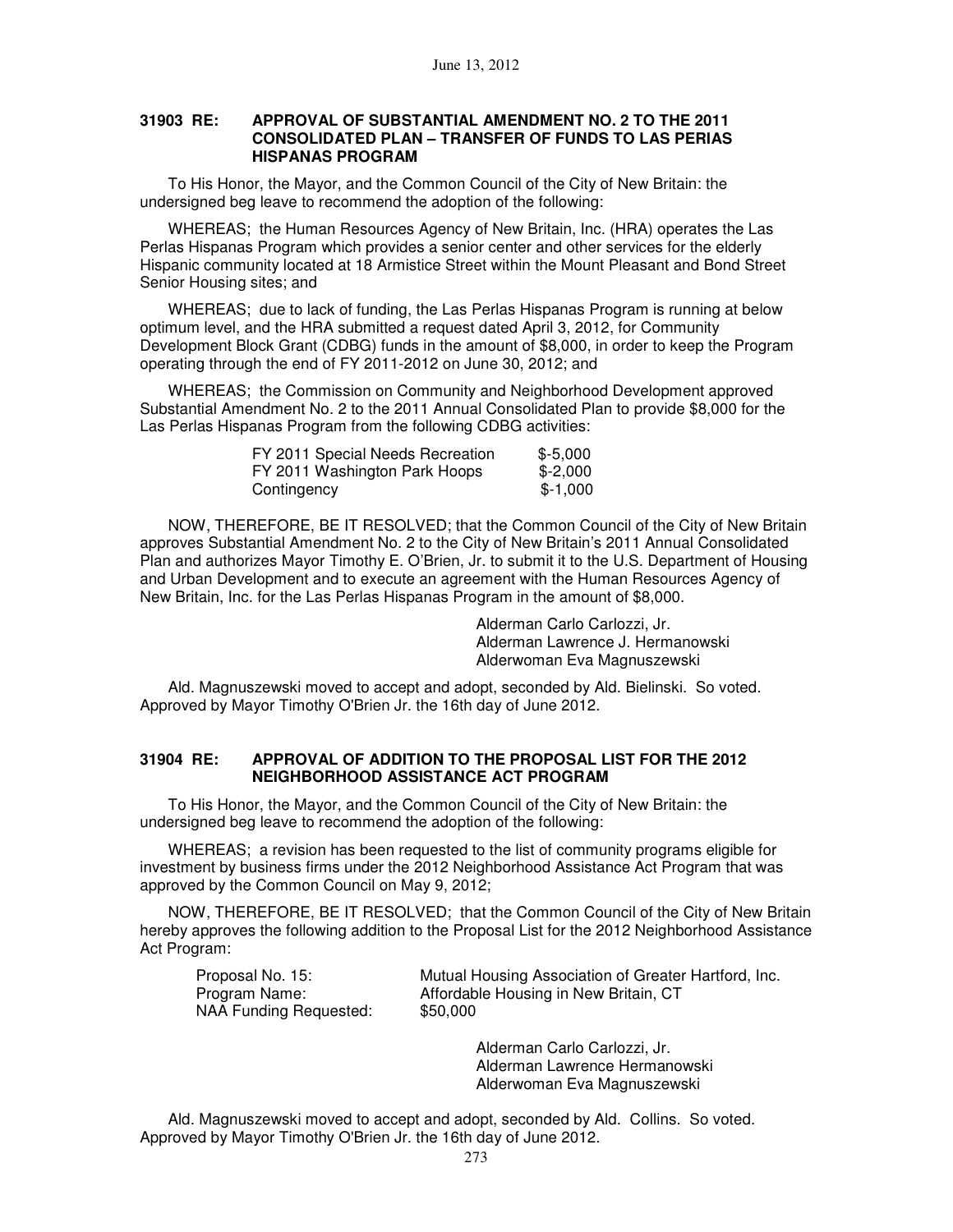June 13, 2012

### 31903 RE: APPROVAL OF SUBSTANTIAL AMENDMENT NO. 2 TO THE 2011 CONSOLIDATED PLAN – TRANSFER OF FUNDS TO LAS PERIAS HISPANAS PROGRAM

To His Honor, the Mayor, and the Common Council of the City of New Britain: the undersigned beg leave to recommend the adoption of the following:

WHEREAS; the Human Resources Agency of New Britain, Inc. (HRA) operates the Las Perlas Hispanas Program which provides a senior center and other services for the elderly Hispanic community located at 18 Armistice Street within the Mount Pleasant and Bond Street Senior Housing sites; and

WHEREAS; due to lack of funding, the Las Perlas Hispanas Program is running at below optimum level, and the HRA submitted a request dated April 3, 2012, for Community Development Block Grant (CDBG) funds in the amount of $8,000, in order to keep the Program operating through the end of FY 2011-2012 on June 30, 2012; and

WHEREAS; the Commission on Community and Neighborhood Development approved Substantial Amendment No. 2 to the 2011 Annual Consolidated Plan to provide $8,000 for the Las Perlas Hispanas Program from the following CDBG activities:

| | |
|---|---|
| FY 2011 Special Needs Recreation | $-5,000 |
| FY 2011 Washington Park Hoops | $-2,000 |
| Contingency | $-1,000 |

NOW, THEREFORE, BE IT RESOLVED; that the Common Council of the City of New Britain approves Substantial Amendment No. 2 to the City of New Britain's 2011 Annual Consolidated Plan and authorizes Mayor Timothy E. O'Brien, Jr. to submit it to the U.S. Department of Housing and Urban Development and to execute an agreement with the Human Resources Agency of New Britain, Inc. for the Las Perlas Hispanas Program in the amount of $8,000.

Alderman Carlo Carlozzi, Jr.
Alderman Lawrence J. Hermanowski
Alderwoman Eva Magnuszewski

Ald. Magnuszewski moved to accept and adopt, seconded by Ald. Bielinski. So voted. Approved by Mayor Timothy O'Brien Jr. the 16th day of June 2012.

### 31904 RE: APPROVAL OF ADDITION TO THE PROPOSAL LIST FOR THE 2012 NEIGHBORHOOD ASSISTANCE ACT PROGRAM

To His Honor, the Mayor, and the Common Council of the City of New Britain: the undersigned beg leave to recommend the adoption of the following:

WHEREAS; a revision has been requested to the list of community programs eligible for investment by business firms under the 2012 Neighborhood Assistance Act Program that was approved by the Common Council on May 9, 2012;

NOW, THEREFORE, BE IT RESOLVED; that the Common Council of the City of New Britain hereby approves the following addition to the Proposal List for the 2012 Neighborhood Assistance Act Program:

| | |
|---|---|
| Proposal No. 15: | Mutual Housing Association of Greater Hartford, Inc. |
| Program Name: | Affordable Housing in New Britain, CT |
| NAA Funding Requested: | $50,000 |

Alderman Carlo Carlozzi, Jr.
Alderman Lawrence Hermanowski
Alderwoman Eva Magnuszewski

Ald. Magnuszewski moved to accept and adopt, seconded by Ald. Collins. So voted. Approved by Mayor Timothy O'Brien Jr. the 16th day of June 2012.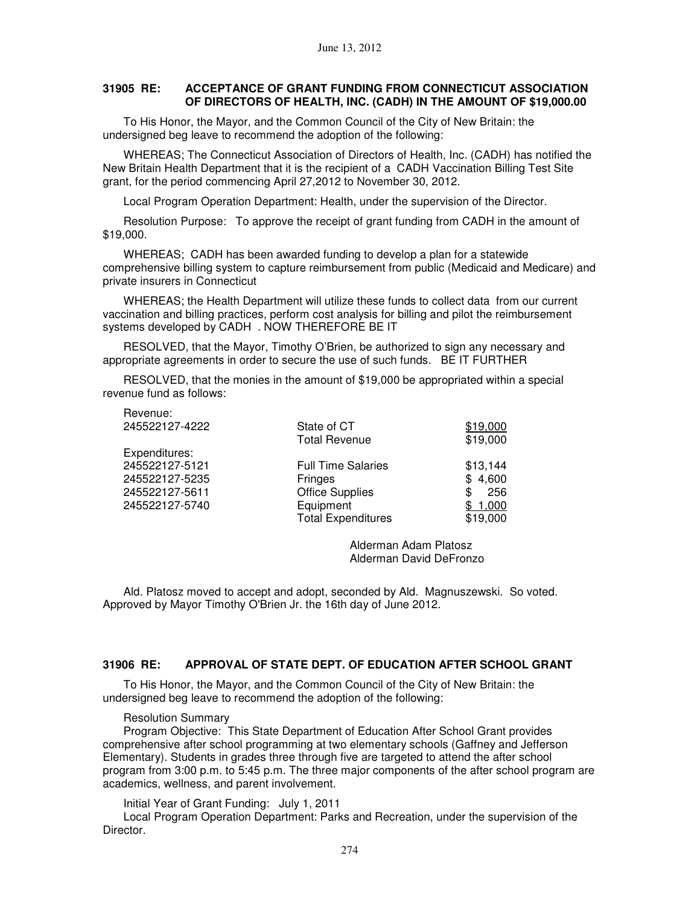**31905 RE: ACCEPTANCE OF GRANT FUNDING FROM CONNECTICUT ASSOCIATION OF DIRECTORS OF HEALTH, INC. (CADH) IN THE AMOUNT OF $19,000.00**

To His Honor, the Mayor, and the Common Council of the City of New Britain: the undersigned beg leave to recommend the adoption of the following:

WHEREAS; The Connecticut Association of Directors of Health, Inc. (CADH) has notified the New Britain Health Department that it is the recipient of a CADH Vaccination Billing Test Site grant, for the period commencing April 27,2012 to November 30, 2012.

Local Program Operation Department: Health, under the supervision of the Director.

Resolution Purpose: To approve the receipt of grant funding from CADH in the amount of $19,000.

WHEREAS; CADH has been awarded funding to develop a plan for a statewide comprehensive billing system to capture reimbursement from public (Medicaid and Medicare) and private insurers in Connecticut

WHEREAS; the Health Department will utilize these funds to collect data from our current vaccination and billing practices, perform cost analysis for billing and pilot the reimbursement systems developed by CADH . NOW THEREFORE BE IT

RESOLVED, that the Mayor, Timothy O'Brien, be authorized to sign any necessary and appropriate agreements in order to secure the use of such funds. BE IT FURTHER

RESOLVED, that the monies in the amount of $19,000 be appropriated within a special revenue fund as follows:

| | | |
|---|---|---|
| Revenue: | | |
| 245522127-4222 | State of CT | $19,000 |
| | Total Revenue | $19,000 |
| Expenditures: | | |
| 245522127-5121 | Full Time Salaries | $13,144 |
| 245522127-5235 | Fringes | $ 4,600 |
| 245522127-5611 | Office Supplies | $ 256 |
| 245522127-5740 | Equipment | $ 1,000 |
| | Total Expenditures | $19,000 |

Alderman Adam Platosz
Alderman David DeFronzo

Ald. Platosz moved to accept and adopt, seconded by Ald. Magnuszewski. So voted. Approved by Mayor Timothy O'Brien Jr. the 16th day of June 2012.

**31906 RE: APPROVAL OF STATE DEPT. OF EDUCATION AFTER SCHOOL GRANT**

To His Honor, the Mayor, and the Common Council of the City of New Britain: the undersigned beg leave to recommend the adoption of the following:

Resolution Summary

Program Objective: This State Department of Education After School Grant provides comprehensive after school programming at two elementary schools (Gaffney and Jefferson Elementary). Students in grades three through five are targeted to attend the after school program from 3:00 p.m. to 5:45 p.m. The three major components of the after school program are academics, wellness, and parent involvement.

Initial Year of Grant Funding: July 1, 2011

Local Program Operation Department: Parks and Recreation, under the supervision of the Director.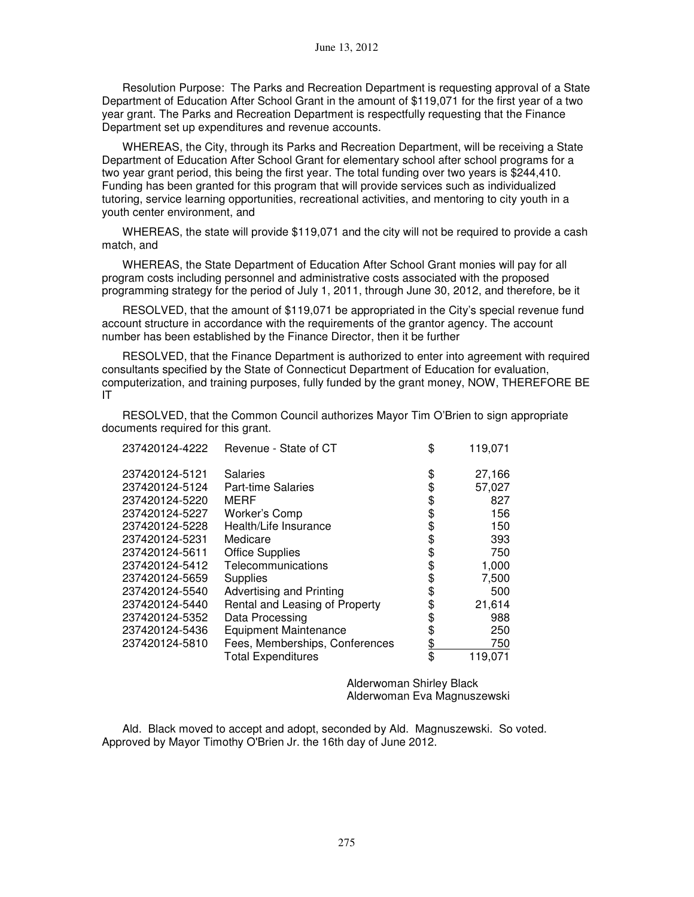June 13, 2012

Resolution Purpose: The Parks and Recreation Department is requesting approval of a State Department of Education After School Grant in the amount of $119,071 for the first year of a two year grant. The Parks and Recreation Department is respectfully requesting that the Finance Department set up expenditures and revenue accounts.

WHEREAS, the City, through its Parks and Recreation Department, will be receiving a State Department of Education After School Grant for elementary school after school programs for a two year grant period, this being the first year. The total funding over two years is $244,410. Funding has been granted for this program that will provide services such as individualized tutoring, service learning opportunities, recreational activities, and mentoring to city youth in a youth center environment, and

WHEREAS, the state will provide $119,071 and the city will not be required to provide a cash match, and

WHEREAS, the State Department of Education After School Grant monies will pay for all program costs including personnel and administrative costs associated with the proposed programming strategy for the period of July 1, 2011, through June 30, 2012, and therefore, be it

RESOLVED, that the amount of $119,071 be appropriated in the City's special revenue fund account structure in accordance with the requirements of the grantor agency. The account number has been established by the Finance Director, then it be further

RESOLVED, that the Finance Department is authorized to enter into agreement with required consultants specified by the State of Connecticut Department of Education for evaluation, computerization, and training purposes, fully funded by the grant money, NOW, THEREFORE BE IT

RESOLVED, that the Common Council authorizes Mayor Tim O'Brien to sign appropriate documents required for this grant.

| Account | Description | Amount |
|---|---|---|
| 237420124-4222 | Revenue - State of CT | $ 119,071 |
| 237420124-5121 | Salaries | $ 27,166 |
| 237420124-5124 | Part-time Salaries | $ 57,027 |
| 237420124-5220 | MERF | $ 827 |
| 237420124-5227 | Worker's Comp | $ 156 |
| 237420124-5228 | Health/Life Insurance | $ 150 |
| 237420124-5231 | Medicare | $ 393 |
| 237420124-5611 | Office Supplies | $ 750 |
| 237420124-5412 | Telecommunications | $ 1,000 |
| 237420124-5659 | Supplies | $ 7,500 |
| 237420124-5540 | Advertising and Printing | $ 500 |
| 237420124-5440 | Rental and Leasing of Property | $ 21,614 |
| 237420124-5352 | Data Processing | $ 988 |
| 237420124-5436 | Equipment Maintenance | $ 250 |
| 237420124-5810 | Fees, Memberships, Conferences | $ 750 |
| | Total Expenditures | $ 119,071 |

Alderwoman Shirley Black
Alderwoman Eva Magnuszewski

Ald. Black moved to accept and adopt, seconded by Ald. Magnuszewski. So voted. Approved by Mayor Timothy O'Brien Jr. the 16th day of June 2012.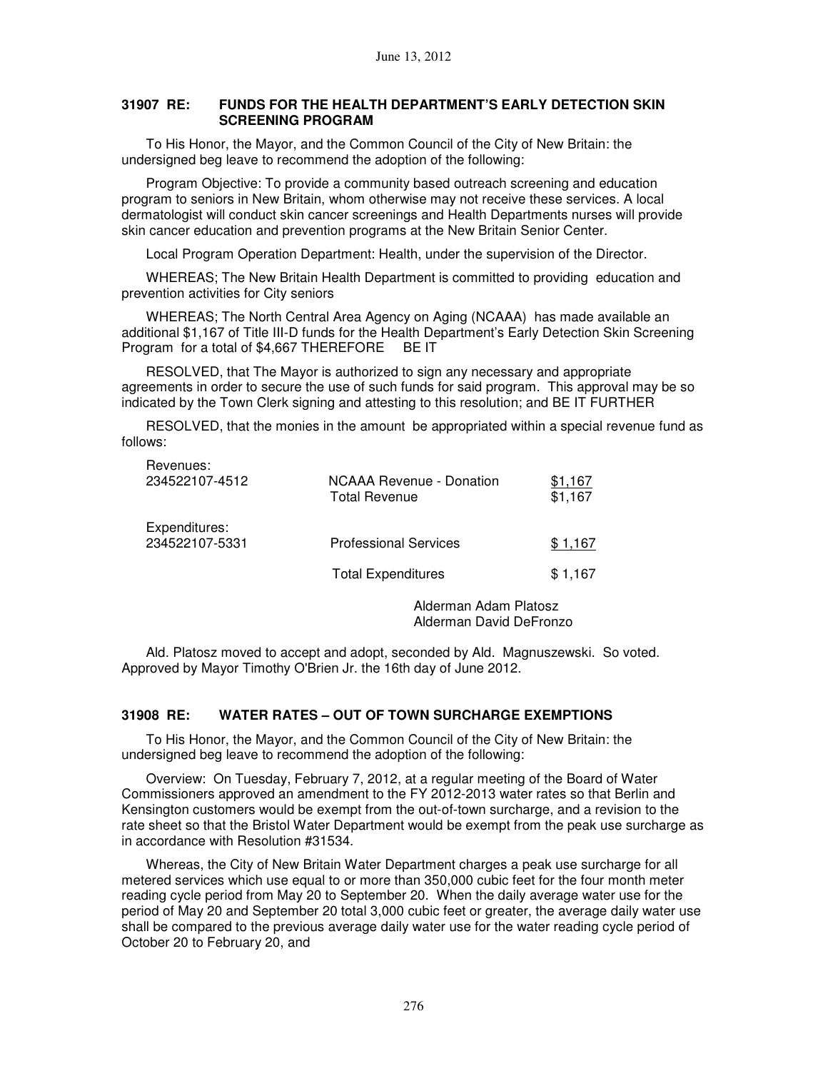**31907 RE: FUNDS FOR THE HEALTH DEPARTMENT'S EARLY DETECTION SKIN SCREENING PROGRAM**

To His Honor, the Mayor, and the Common Council of the City of New Britain: the undersigned beg leave to recommend the adoption of the following:

Program Objective: To provide a community based outreach screening and education program to seniors in New Britain, whom otherwise may not receive these services. A local dermatologist will conduct skin cancer screenings and Health Departments nurses will provide skin cancer education and prevention programs at the New Britain Senior Center.

Local Program Operation Department: Health, under the supervision of the Director.

WHEREAS; The New Britain Health Department is committed to providing education and prevention activities for City seniors

WHEREAS; The North Central Area Agency on Aging (NCAAA) has made available an additional $1,167 of Title III-D funds for the Health Department's Early Detection Skin Screening Program for a total of $4,667 THEREFORE BE IT

RESOLVED, that The Mayor is authorized to sign any necessary and appropriate agreements in order to secure the use of such funds for said program. This approval may be so indicated by the Town Clerk signing and attesting to this resolution; and BE IT FURTHER

RESOLVED, that the monies in the amount be appropriated within a special revenue fund as follows:

| | | |
|---|---|---|
| Revenues: | | |
| 234522107-4512 | NCAAA Revenue - Donation | $1,167 |
| | Total Revenue | $1,167 |
| Expenditures: | | |
| 234522107-5331 | Professional Services | $ 1,167 |
| | Total Expenditures | $ 1,167 |

Alderman Adam Platosz
Alderman David DeFronzo

Ald. Platosz moved to accept and adopt, seconded by Ald. Magnuszewski. So voted. Approved by Mayor Timothy O'Brien Jr. the 16th day of June 2012.

**31908 RE: WATER RATES – OUT OF TOWN SURCHARGE EXEMPTIONS**

To His Honor, the Mayor, and the Common Council of the City of New Britain: the undersigned beg leave to recommend the adoption of the following:

Overview: On Tuesday, February 7, 2012, at a regular meeting of the Board of Water Commissioners approved an amendment to the FY 2012-2013 water rates so that Berlin and Kensington customers would be exempt from the out-of-town surcharge, and a revision to the rate sheet so that the Bristol Water Department would be exempt from the peak use surcharge as in accordance with Resolution #31534.

Whereas, the City of New Britain Water Department charges a peak use surcharge for all metered services which use equal to or more than 350,000 cubic feet for the four month meter reading cycle period from May 20 to September 20. When the daily average water use for the period of May 20 and September 20 total 3,000 cubic feet or greater, the average daily water use shall be compared to the previous average daily water use for the water reading cycle period of October 20 to February 20, and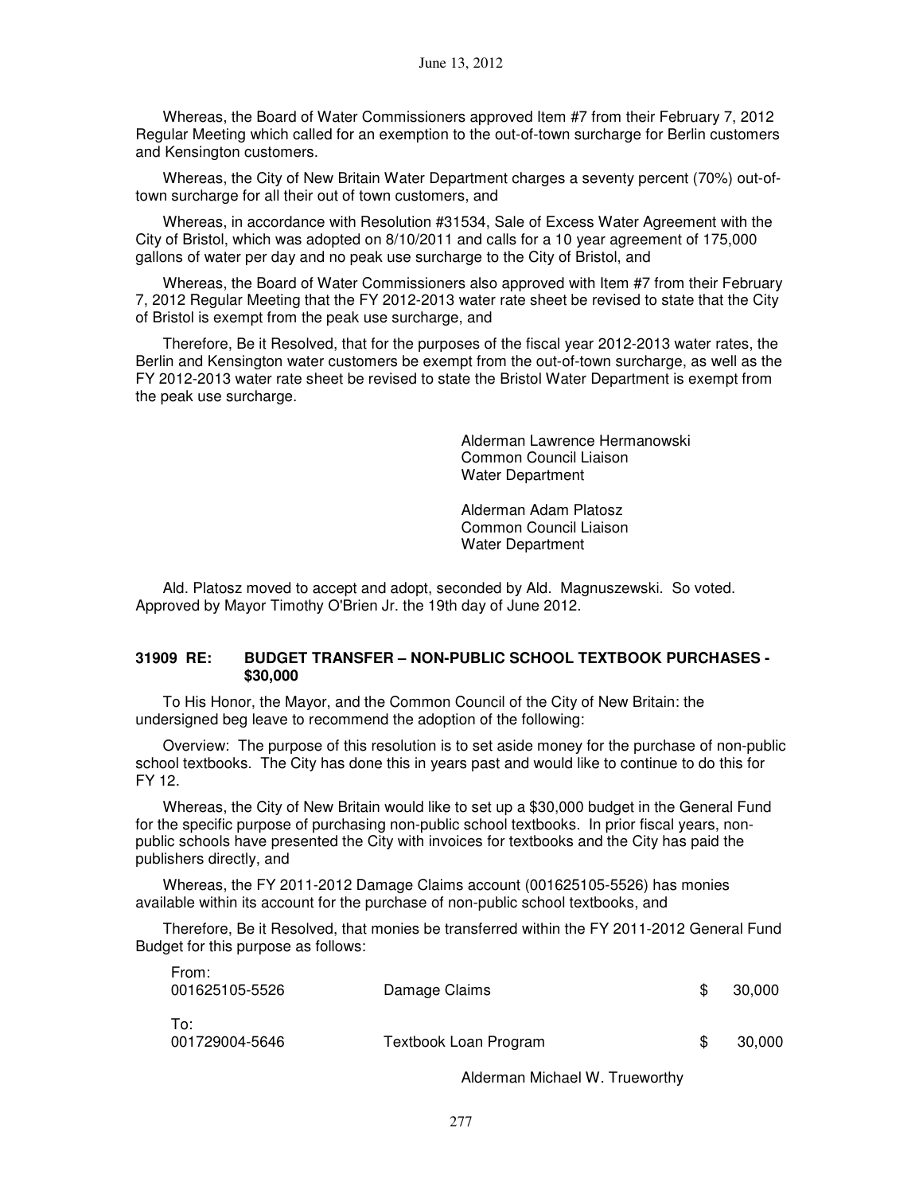Whereas, the Board of Water Commissioners approved Item #7 from their February 7, 2012 Regular Meeting which called for an exemption to the out-of-town surcharge for Berlin customers and Kensington customers.

Whereas, the City of New Britain Water Department charges a seventy percent (70%) out-of-town surcharge for all their out of town customers, and

Whereas, in accordance with Resolution #31534, Sale of Excess Water Agreement with the City of Bristol, which was adopted on 8/10/2011 and calls for a 10 year agreement of 175,000 gallons of water per day and no peak use surcharge to the City of Bristol, and

Whereas, the Board of Water Commissioners also approved with Item #7 from their February 7, 2012 Regular Meeting that the FY 2012-2013 water rate sheet be revised to state that the City of Bristol is exempt from the peak use surcharge, and

Therefore, Be it Resolved, that for the purposes of the fiscal year 2012-2013 water rates, the Berlin and Kensington water customers be exempt from the out-of-town surcharge, as well as the FY 2012-2013 water rate sheet be revised to state the Bristol Water Department is exempt from the peak use surcharge.

Alderman Lawrence Hermanowski
Common Council Liaison
Water Department

Alderman Adam Platosz
Common Council Liaison
Water Department

Ald. Platosz moved to accept and adopt, seconded by Ald. Magnuszewski. So voted. Approved by Mayor Timothy O'Brien Jr. the 19th day of June 2012.

**31909 RE: BUDGET TRANSFER – NON-PUBLIC SCHOOL TEXTBOOK PURCHASES - $30,000**

To His Honor, the Mayor, and the Common Council of the City of New Britain: the undersigned beg leave to recommend the adoption of the following:

Overview: The purpose of this resolution is to set aside money for the purchase of non-public school textbooks. The City has done this in years past and would like to continue to do this for FY 12.

Whereas, the City of New Britain would like to set up a $30,000 budget in the General Fund for the specific purpose of purchasing non-public school textbooks. In prior fiscal years, non-public schools have presented the City with invoices for textbooks and the City has paid the publishers directly, and

Whereas, the FY 2011-2012 Damage Claims account (001625105-5526) has monies available within its account for the purchase of non-public school textbooks, and

Therefore, Be it Resolved, that monies be transferred within the FY 2011-2012 General Fund Budget for this purpose as follows:

| | | |
|---|---|---|
| From: 001625105-5526 | Damage Claims | $ 30,000 |
| To: 001729004-5646 | Textbook Loan Program | $ 30,000 |

Alderman Michael W. Trueworthy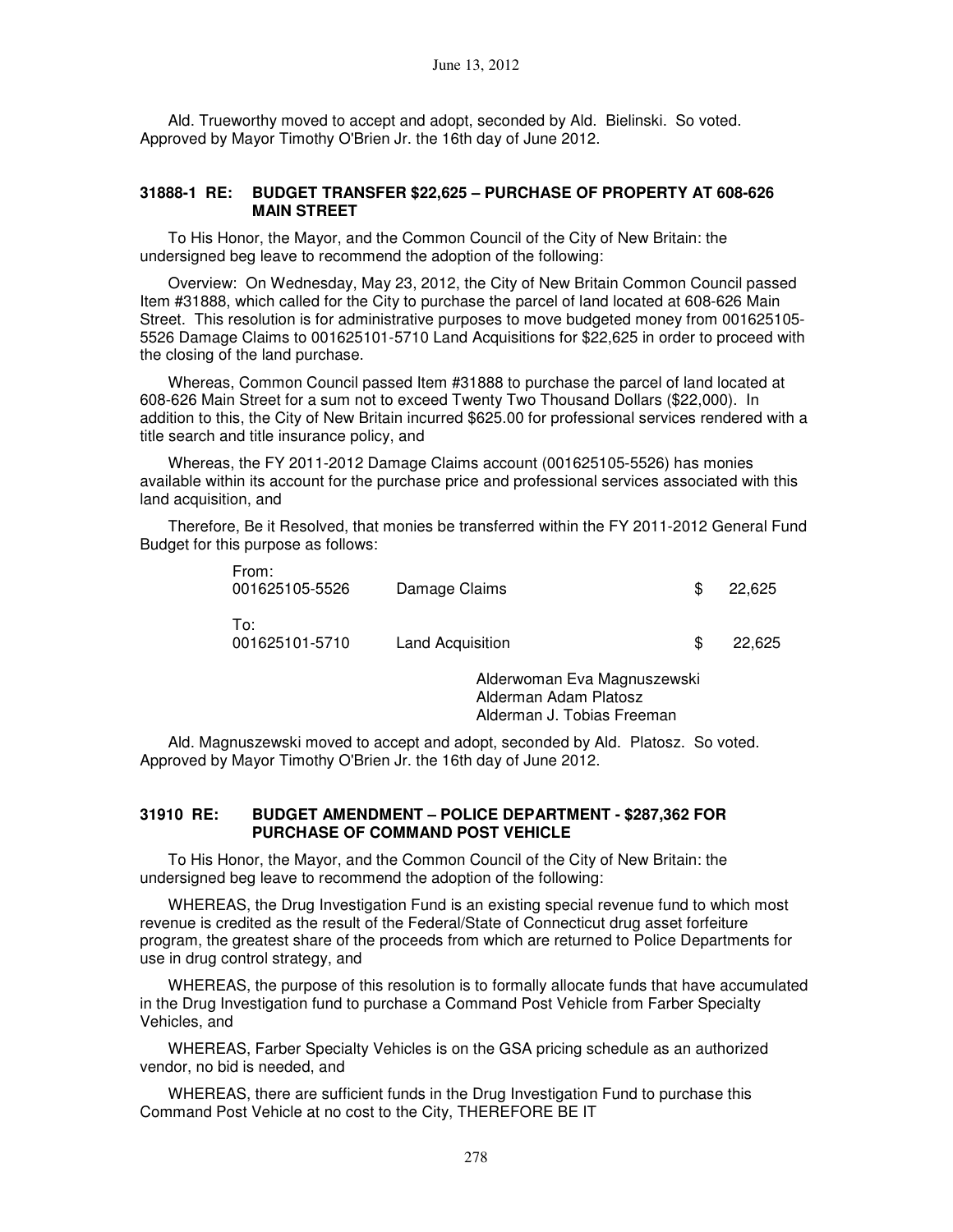Ald. Trueworthy moved to accept and adopt, seconded by Ald. Bielinski. So voted. Approved by Mayor Timothy O'Brien Jr. the 16th day of June 2012.

### 31888-1 RE: BUDGET TRANSFER $22,625 – PURCHASE OF PROPERTY AT 608-626 MAIN STREET

To His Honor, the Mayor, and the Common Council of the City of New Britain: the undersigned beg leave to recommend the adoption of the following:

Overview: On Wednesday, May 23, 2012, the City of New Britain Common Council passed Item #31888, which called for the City to purchase the parcel of land located at 608-626 Main Street. This resolution is for administrative purposes to move budgeted money from 001625105-5526 Damage Claims to 001625101-5710 Land Acquisitions for $22,625 in order to proceed with the closing of the land purchase.

Whereas, Common Council passed Item #31888 to purchase the parcel of land located at 608-626 Main Street for a sum not to exceed Twenty Two Thousand Dollars ($22,000). In addition to this, the City of New Britain incurred $625.00 for professional services rendered with a title search and title insurance policy, and

Whereas, the FY 2011-2012 Damage Claims account (001625105-5526) has monies available within its account for the purchase price and professional services associated with this land acquisition, and

Therefore, Be it Resolved, that monies be transferred within the FY 2011-2012 General Fund Budget for this purpose as follows:

| | | |
|---|---|---|
| From: | | |
| 001625105-5526 | Damage Claims | $ 22,625 |
| To: | | |
| 001625101-5710 | Land Acquisition | $ 22,625 |

Alderwoman Eva Magnuszewski
Alderman Adam Platosz
Alderman J. Tobias Freeman

Ald. Magnuszewski moved to accept and adopt, seconded by Ald. Platosz. So voted. Approved by Mayor Timothy O'Brien Jr. the 16th day of June 2012.

### 31910 RE: BUDGET AMENDMENT – POLICE DEPARTMENT - $287,362 FOR PURCHASE OF COMMAND POST VEHICLE

To His Honor, the Mayor, and the Common Council of the City of New Britain: the undersigned beg leave to recommend the adoption of the following:

WHEREAS, the Drug Investigation Fund is an existing special revenue fund to which most revenue is credited as the result of the Federal/State of Connecticut drug asset forfeiture program, the greatest share of the proceeds from which are returned to Police Departments for use in drug control strategy, and

WHEREAS, the purpose of this resolution is to formally allocate funds that have accumulated in the Drug Investigation fund to purchase a Command Post Vehicle from Farber Specialty Vehicles, and

WHEREAS, Farber Specialty Vehicles is on the GSA pricing schedule as an authorized vendor, no bid is needed, and

WHEREAS, there are sufficient funds in the Drug Investigation Fund to purchase this Command Post Vehicle at no cost to the City, THEREFORE BE IT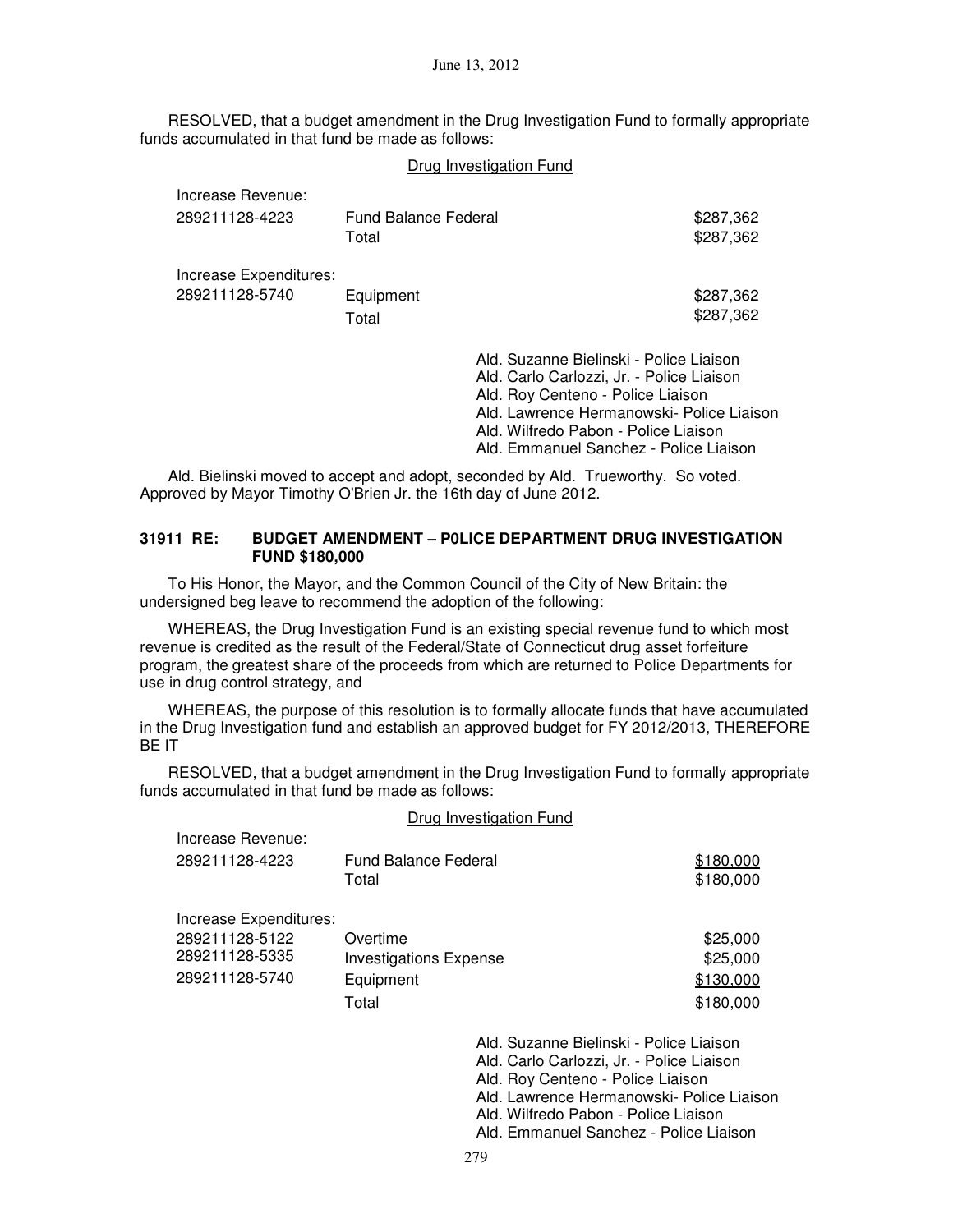RESOLVED, that a budget amendment in the Drug Investigation Fund to formally appropriate funds accumulated in that fund be made as follows:

Drug Investigation Fund

| | | |
|---|---|---|
| Increase Revenue: | | |
| 289211128-4223 | Fund Balance Federal | $287,362 |
| | Total | $287,362 |
| Increase Expenditures: | | |
| 289211128-5740 | Equipment | $287,362 |
| | Total | $287,362 |

Ald. Suzanne Bielinski - Police Liaison
Ald. Carlo Carlozzi, Jr. - Police Liaison
Ald. Roy Centeno - Police Liaison
Ald. Lawrence Hermanowski- Police Liaison
Ald. Wilfredo Pabon - Police Liaison
Ald. Emmanuel Sanchez - Police Liaison

Ald. Bielinski moved to accept and adopt, seconded by Ald. Trueworthy. So voted. Approved by Mayor Timothy O'Brien Jr. the 16th day of June 2012.

**31911 RE: BUDGET AMENDMENT – P0LICE DEPARTMENT DRUG INVESTIGATION FUND $180,000**

To His Honor, the Mayor, and the Common Council of the City of New Britain: the undersigned beg leave to recommend the adoption of the following:

WHEREAS, the Drug Investigation Fund is an existing special revenue fund to which most revenue is credited as the result of the Federal/State of Connecticut drug asset forfeiture program, the greatest share of the proceeds from which are returned to Police Departments for use in drug control strategy, and

WHEREAS, the purpose of this resolution is to formally allocate funds that have accumulated in the Drug Investigation fund and establish an approved budget for FY 2012/2013, THEREFORE BE IT

RESOLVED, that a budget amendment in the Drug Investigation Fund to formally appropriate funds accumulated in that fund be made as follows:

Drug Investigation Fund

| | | |
|---|---|---|
| Increase Revenue: | | |
| 289211128-4223 | Fund Balance Federal | $180,000 |
| | Total | $180,000 |
| Increase Expenditures: | | |
| 289211128-5122 | Overtime | $25,000 |
| 289211128-5335 | Investigations Expense | $25,000 |
| 289211128-5740 | Equipment | $130,000 |
| | Total | $180,000 |

Ald. Suzanne Bielinski - Police Liaison
Ald. Carlo Carlozzi, Jr. - Police Liaison
Ald. Roy Centeno - Police Liaison
Ald. Lawrence Hermanowski- Police Liaison
Ald. Wilfredo Pabon - Police Liaison
Ald. Emmanuel Sanchez - Police Liaison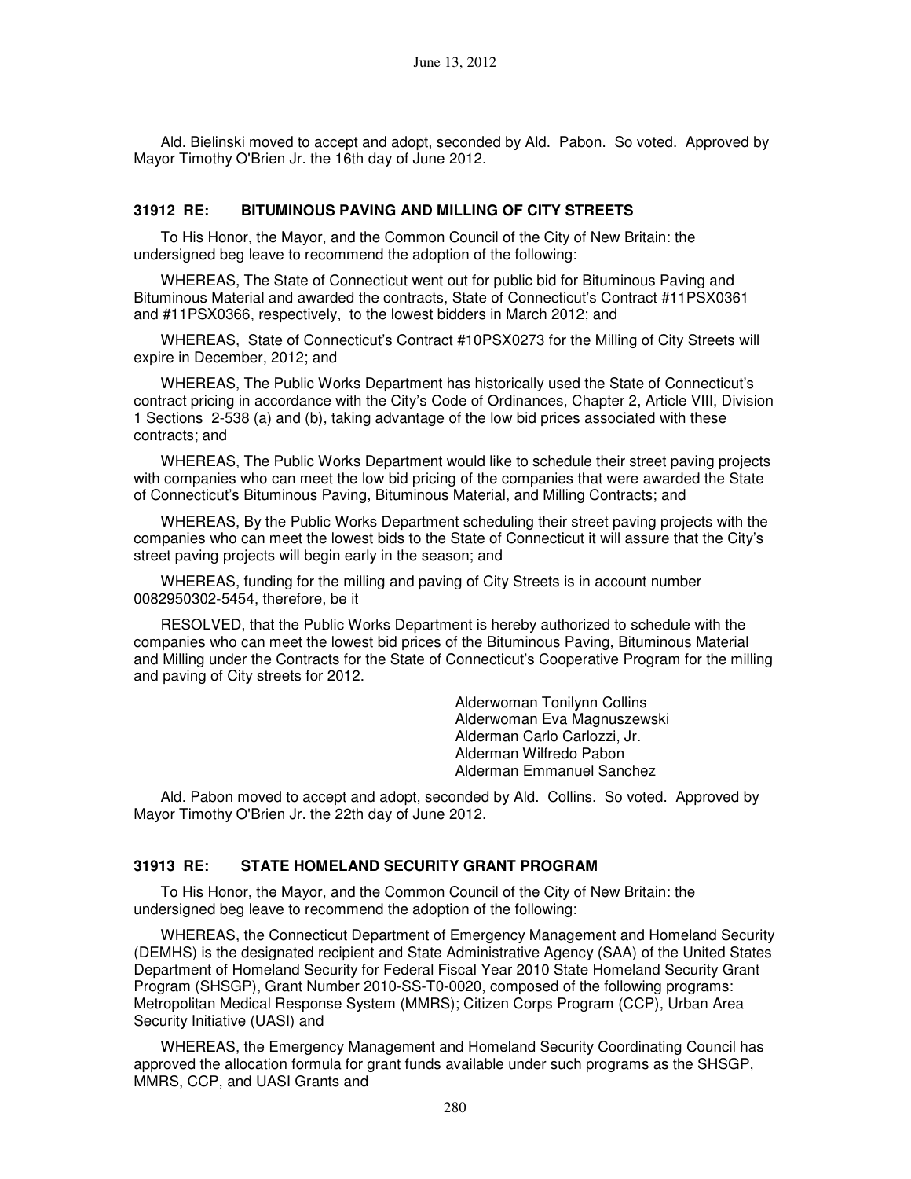Ald. Bielinski moved to accept and adopt, seconded by Ald. Pabon. So voted. Approved by Mayor Timothy O'Brien Jr. the 16th day of June 2012.

### 31912 RE: BITUMINOUS PAVING AND MILLING OF CITY STREETS

To His Honor, the Mayor, and the Common Council of the City of New Britain: the undersigned beg leave to recommend the adoption of the following:

WHEREAS, The State of Connecticut went out for public bid for Bituminous Paving and Bituminous Material and awarded the contracts, State of Connecticut's Contract #11PSX0361 and #11PSX0366, respectively, to the lowest bidders in March 2012; and

WHEREAS, State of Connecticut's Contract #10PSX0273 for the Milling of City Streets will expire in December, 2012; and

WHEREAS, The Public Works Department has historically used the State of Connecticut's contract pricing in accordance with the City's Code of Ordinances, Chapter 2, Article VIII, Division 1 Sections 2-538 (a) and (b), taking advantage of the low bid prices associated with these contracts; and

WHEREAS, The Public Works Department would like to schedule their street paving projects with companies who can meet the low bid pricing of the companies that were awarded the State of Connecticut's Bituminous Paving, Bituminous Material, and Milling Contracts; and

WHEREAS, By the Public Works Department scheduling their street paving projects with the companies who can meet the lowest bids to the State of Connecticut it will assure that the City's street paving projects will begin early in the season; and

WHEREAS, funding for the milling and paving of City Streets is in account number 0082950302-5454, therefore, be it

RESOLVED, that the Public Works Department is hereby authorized to schedule with the companies who can meet the lowest bid prices of the Bituminous Paving, Bituminous Material and Milling under the Contracts for the State of Connecticut's Cooperative Program for the milling and paving of City streets for 2012.

Alderwoman Tonilynn Collins
Alderwoman Eva Magnuszewski
Alderman Carlo Carlozzi, Jr.
Alderman Wilfredo Pabon
Alderman Emmanuel Sanchez

Ald. Pabon moved to accept and adopt, seconded by Ald. Collins. So voted. Approved by Mayor Timothy O'Brien Jr. the 22th day of June 2012.

### 31913 RE: STATE HOMELAND SECURITY GRANT PROGRAM

To His Honor, the Mayor, and the Common Council of the City of New Britain: the undersigned beg leave to recommend the adoption of the following:

WHEREAS, the Connecticut Department of Emergency Management and Homeland Security (DEMHS) is the designated recipient and State Administrative Agency (SAA) of the United States Department of Homeland Security for Federal Fiscal Year 2010 State Homeland Security Grant Program (SHSGP), Grant Number 2010-SS-T0-0020, composed of the following programs: Metropolitan Medical Response System (MMRS); Citizen Corps Program (CCP), Urban Area Security Initiative (UASI) and

WHEREAS, the Emergency Management and Homeland Security Coordinating Council has approved the allocation formula for grant funds available under such programs as the SHSGP, MMRS, CCP, and UASI Grants and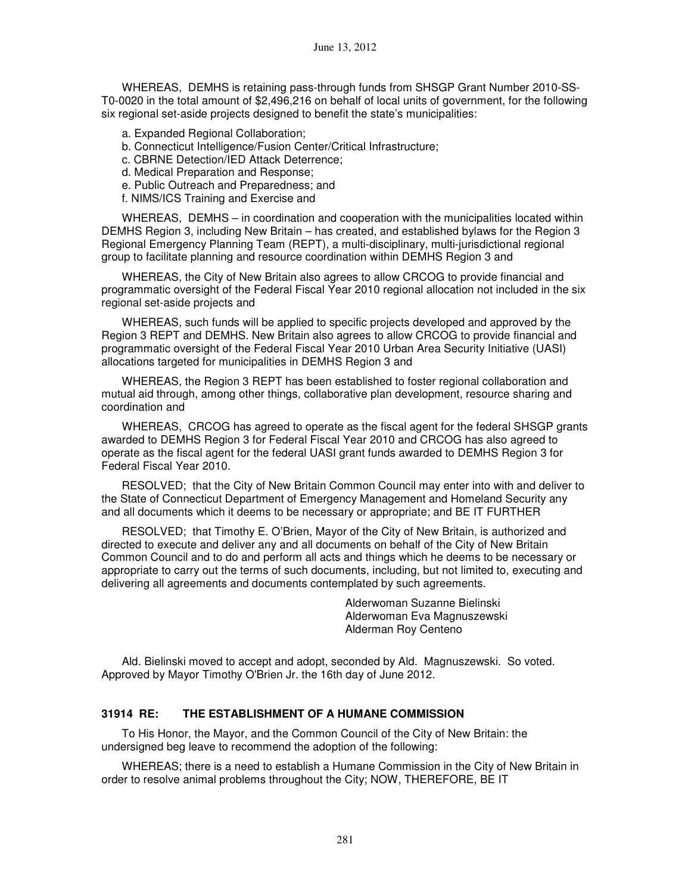WHEREAS, DEMHS is retaining pass-through funds from SHSGP Grant Number 2010-SS-T0-0020 in the total amount of $2,496,216 on behalf of local units of government, for the following six regional set-aside projects designed to benefit the state's municipalities:

a. Expanded Regional Collaboration;
b. Connecticut Intelligence/Fusion Center/Critical Infrastructure;
c. CBRNE Detection/IED Attack Deterrence;
d. Medical Preparation and Response;
e. Public Outreach and Preparedness; and
f. NIMS/ICS Training and Exercise and

WHEREAS, DEMHS – in coordination and cooperation with the municipalities located within DEMHS Region 3, including New Britain – has created, and established bylaws for the Region 3 Regional Emergency Planning Team (REPT), a multi-disciplinary, multi-jurisdictional regional group to facilitate planning and resource coordination within DEMHS Region 3 and

WHEREAS, the City of New Britain also agrees to allow CRCOG to provide financial and programmatic oversight of the Federal Fiscal Year 2010 regional allocation not included in the six regional set-aside projects and

WHEREAS, such funds will be applied to specific projects developed and approved by the Region 3 REPT and DEMHS. New Britain also agrees to allow CRCOG to provide financial and programmatic oversight of the Federal Fiscal Year 2010 Urban Area Security Initiative (UASI) allocations targeted for municipalities in DEMHS Region 3 and

WHEREAS, the Region 3 REPT has been established to foster regional collaboration and mutual aid through, among other things, collaborative plan development, resource sharing and coordination and

WHEREAS, CRCOG has agreed to operate as the fiscal agent for the federal SHSGP grants awarded to DEMHS Region 3 for Federal Fiscal Year 2010 and CRCOG has also agreed to operate as the fiscal agent for the federal UASI grant funds awarded to DEMHS Region 3 for Federal Fiscal Year 2010.

RESOLVED; that the City of New Britain Common Council may enter into with and deliver to the State of Connecticut Department of Emergency Management and Homeland Security any and all documents which it deems to be necessary or appropriate; and BE IT FURTHER

RESOLVED; that Timothy E. O'Brien, Mayor of the City of New Britain, is authorized and directed to execute and deliver any and all documents on behalf of the City of New Britain Common Council and to do and perform all acts and things which he deems to be necessary or appropriate to carry out the terms of such documents, including, but not limited to, executing and delivering all agreements and documents contemplated by such agreements.

Alderwoman Suzanne Bielinski
Alderwoman Eva Magnuszewski
Alderman Roy Centeno

Ald. Bielinski moved to accept and adopt, seconded by Ald. Magnuszewski. So voted. Approved by Mayor Timothy O'Brien Jr. the 16th day of June 2012.

### 31914 RE: THE ESTABLISHMENT OF A HUMANE COMMISSION

To His Honor, the Mayor, and the Common Council of the City of New Britain: the undersigned beg leave to recommend the adoption of the following:

WHEREAS; there is a need to establish a Humane Commission in the City of New Britain in order to resolve animal problems throughout the City; NOW, THEREFORE, BE IT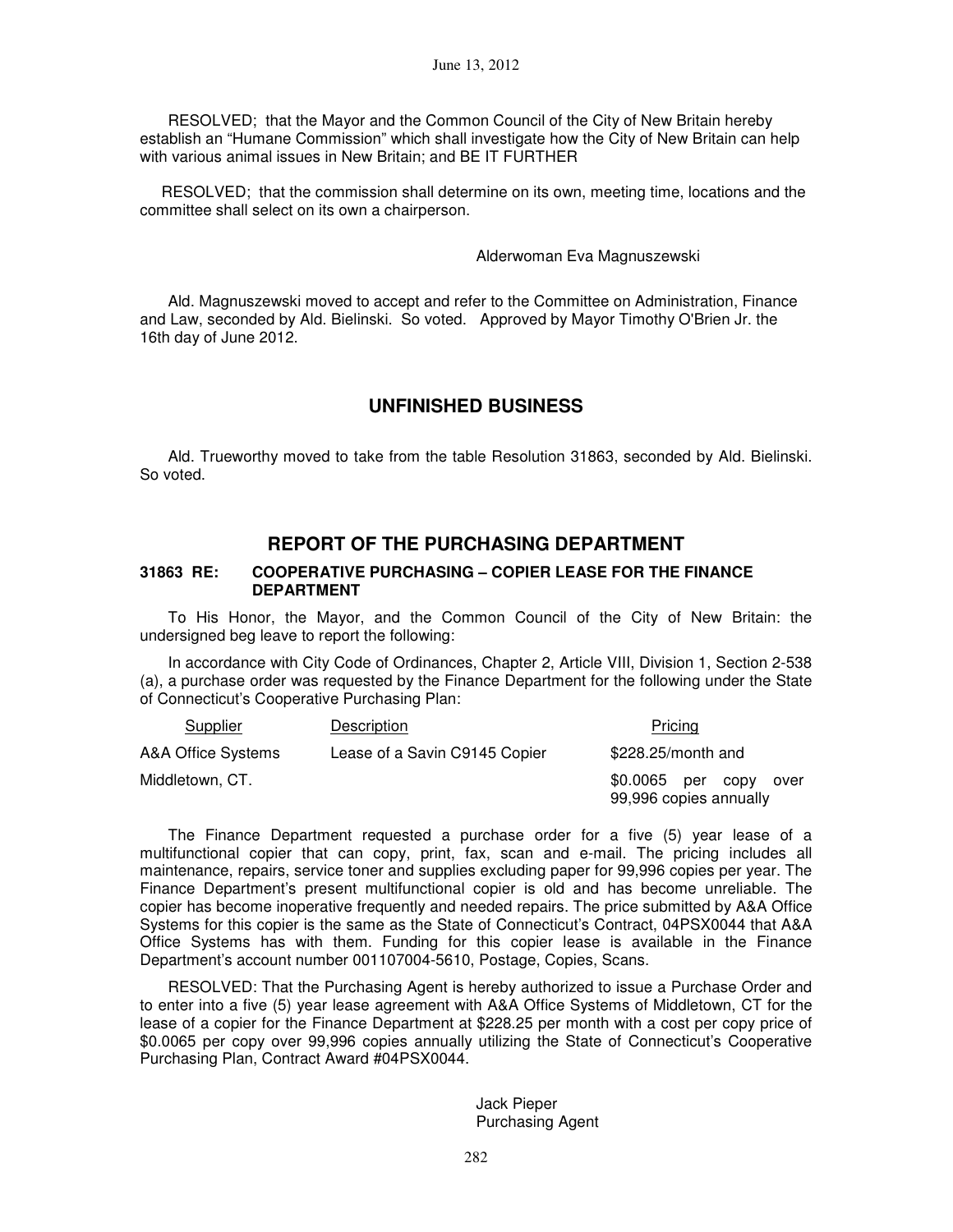RESOLVED; that the Mayor and the Common Council of the City of New Britain hereby establish an "Humane Commission" which shall investigate how the City of New Britain can help with various animal issues in New Britain; and BE IT FURTHER

RESOLVED; that the commission shall determine on its own, meeting time, locations and the committee shall select on its own a chairperson.

Alderwoman Eva Magnuszewski

Ald. Magnuszewski moved to accept and refer to the Committee on Administration, Finance and Law, seconded by Ald. Bielinski. So voted. Approved by Mayor Timothy O'Brien Jr. the 16th day of June 2012.

## UNFINISHED BUSINESS

Ald. Trueworthy moved to take from the table Resolution 31863, seconded by Ald. Bielinski. So voted.

## REPORT OF THE PURCHASING DEPARTMENT

### 31863 RE: COOPERATIVE PURCHASING – COPIER LEASE FOR THE FINANCE DEPARTMENT

To His Honor, the Mayor, and the Common Council of the City of New Britain: the undersigned beg leave to report the following:

In accordance with City Code of Ordinances, Chapter 2, Article VIII, Division 1, Section 2-538 (a), a purchase order was requested by the Finance Department for the following under the State of Connecticut's Cooperative Purchasing Plan:

| Supplier | Description | Pricing |
|---|---|---|
| A&A Office Systems Middletown, CT. | Lease of a Savin C9145 Copier | $228.25/month and $0.0065 per copy over 99,996 copies annually |

The Finance Department requested a purchase order for a five (5) year lease of a multifunctional copier that can copy, print, fax, scan and e-mail. The pricing includes all maintenance, repairs, service toner and supplies excluding paper for 99,996 copies per year. The Finance Department's present multifunctional copier is old and has become unreliable. The copier has become inoperative frequently and needed repairs. The price submitted by A&A Office Systems for this copier is the same as the State of Connecticut's Contract, 04PSX0044 that A&A Office Systems has with them. Funding for this copier lease is available in the Finance Department's account number 001107004-5610, Postage, Copies, Scans.

RESOLVED: That the Purchasing Agent is hereby authorized to issue a Purchase Order and to enter into a five (5) year lease agreement with A&A Office Systems of Middletown, CT for the lease of a copier for the Finance Department at $228.25 per month with a cost per copy price of $0.0065 per copy over 99,996 copies annually utilizing the State of Connecticut's Cooperative Purchasing Plan, Contract Award #04PSX0044.

Jack Pieper
Purchasing Agent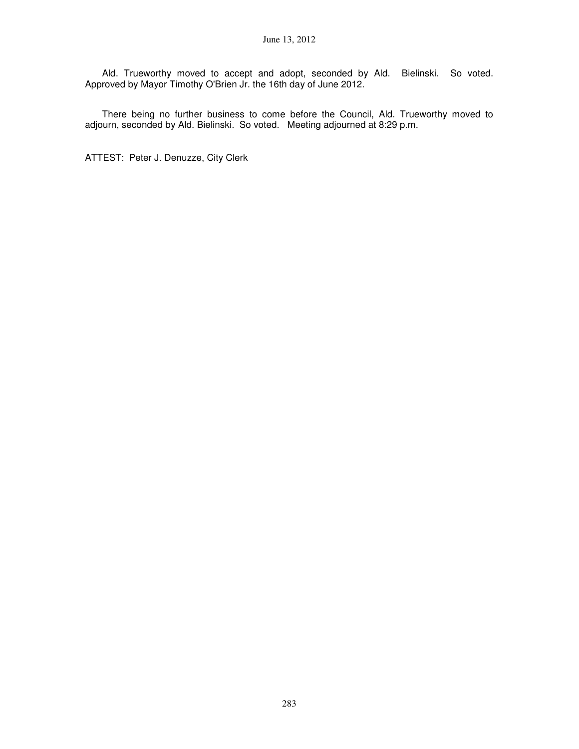Ald. Trueworthy moved to accept and adopt, seconded by Ald. Bielinski. So voted. Approved by Mayor Timothy O'Brien Jr. the 16th day of June 2012.

There being no further business to come before the Council, Ald. Trueworthy moved to adjourn, seconded by Ald. Bielinski. So voted. Meeting adjourned at 8:29 p.m.

ATTEST: Peter J. Denuzze, City Clerk